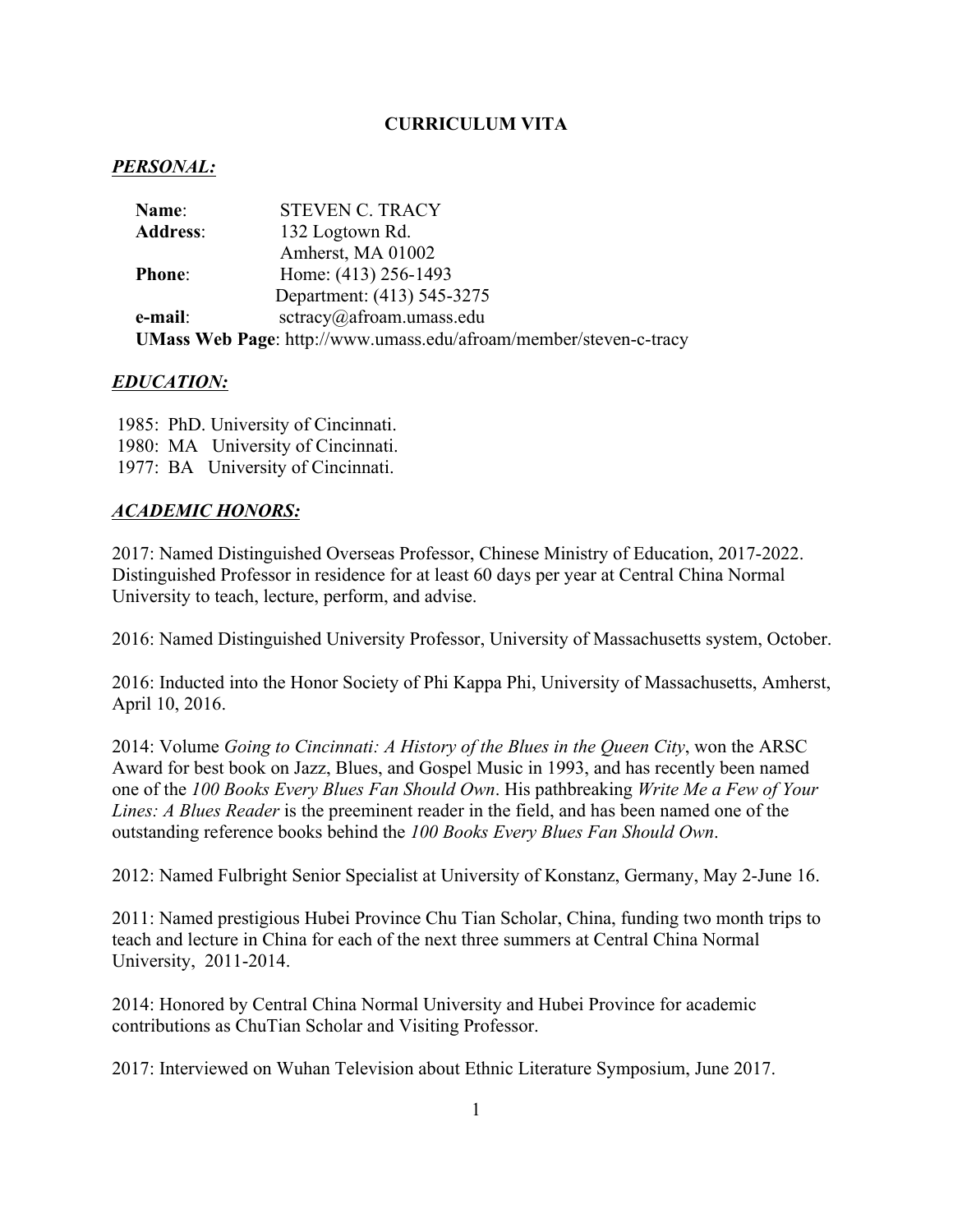# CURRICULUM VITA

## ***PERSONAL:***

**Name**: STEVEN C. TRACY
**Address**: 132 Logtown Rd.
Amherst, MA 01002
**Phone**: Home: (413) 256-1493
Department: (413) 545-3275
**e-mail**: sctracy@afroam.umass.edu
**UMass Web Page**: http://www.umass.edu/afroam/member/steven-c-tracy

## ***EDUCATION:***

1985: PhD. University of Cincinnati.
1980: MA University of Cincinnati.
1977: BA University of Cincinnati.

## ***ACADEMIC HONORS:***

2017: Named Distinguished Overseas Professor, Chinese Ministry of Education, 2017-2022. Distinguished Professor in residence for at least 60 days per year at Central China Normal University to teach, lecture, perform, and advise.

2016: Named Distinguished University Professor, University of Massachusetts system, October.

2016: Inducted into the Honor Society of Phi Kappa Phi, University of Massachusetts, Amherst, April 10, 2016.

2014: Volume *Going to Cincinnati: A History of the Blues in the Queen City*, won the ARSC Award for best book on Jazz, Blues, and Gospel Music in 1993, and has recently been named one of the *100 Books Every Blues Fan Should Own*. His pathbreaking *Write Me a Few of Your Lines: A Blues Reader* is the preeminent reader in the field, and has been named one of the outstanding reference books behind the *100 Books Every Blues Fan Should Own*.

2012: Named Fulbright Senior Specialist at University of Konstanz, Germany, May 2-June 16.

2011: Named prestigious Hubei Province Chu Tian Scholar, China, funding two month trips to teach and lecture in China for each of the next three summers at Central China Normal University, 2011-2014.

2014: Honored by Central China Normal University and Hubei Province for academic contributions as ChuTian Scholar and Visiting Professor.

2017: Interviewed on Wuhan Television about Ethnic Literature Symposium, June 2017.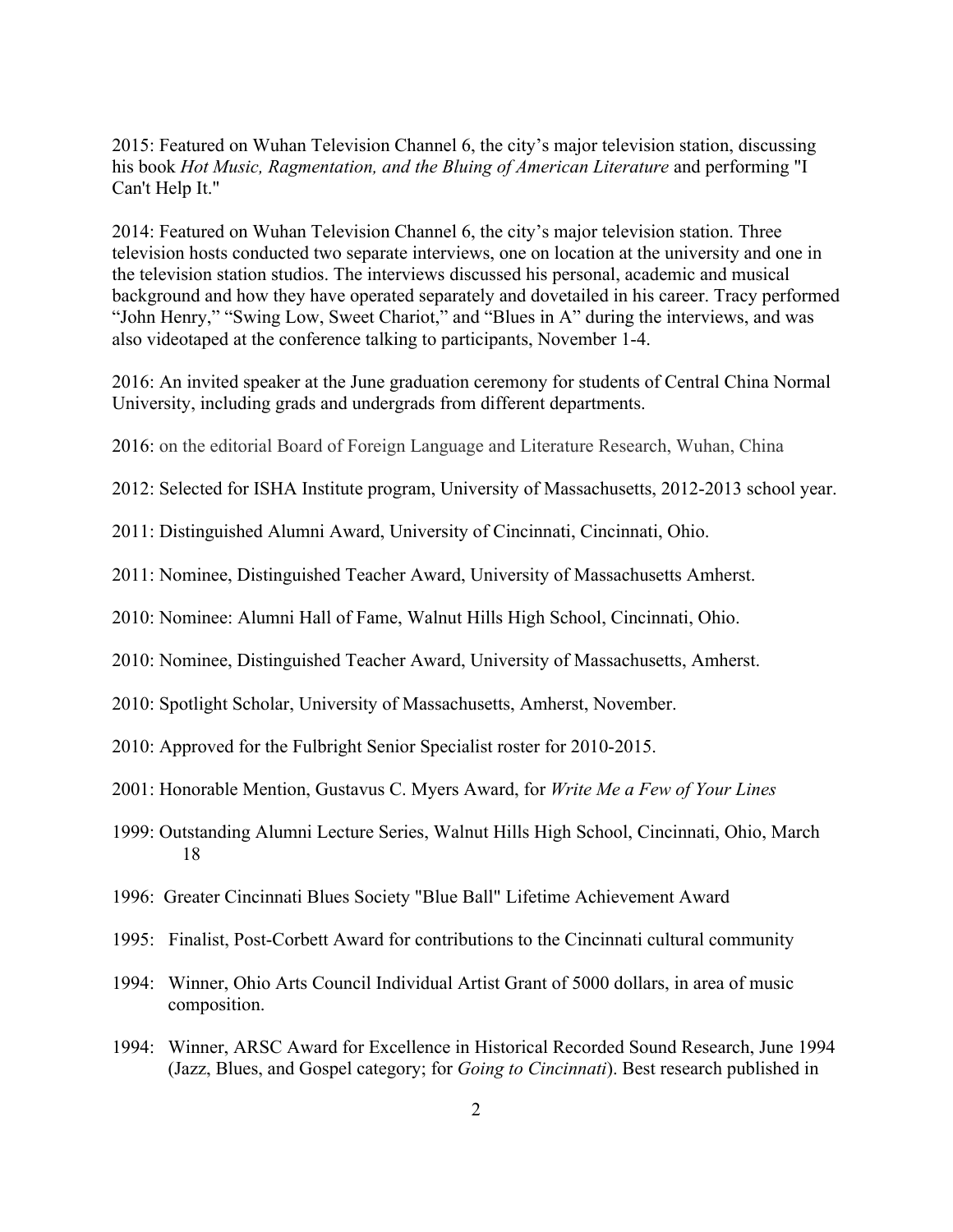2015: Featured on Wuhan Television Channel 6, the city's major television station, discussing his book *Hot Music, Ragmentation, and the Bluing of American Literature* and performing "I Can't Help It."

2014: Featured on Wuhan Television Channel 6, the city's major television station. Three television hosts conducted two separate interviews, one on location at the university and one in the television station studios. The interviews discussed his personal, academic and musical background and how they have operated separately and dovetailed in his career. Tracy performed "John Henry," "Swing Low, Sweet Chariot," and "Blues in A" during the interviews, and was also videotaped at the conference talking to participants, November 1-4.

2016: An invited speaker at the June graduation ceremony for students of Central China Normal University, including grads and undergrads from different departments.

2016: on the editorial Board of Foreign Language and Literature Research, Wuhan, China

2012: Selected for ISHA Institute program, University of Massachusetts, 2012-2013 school year.

2011: Distinguished Alumni Award, University of Cincinnati, Cincinnati, Ohio.

2011: Nominee, Distinguished Teacher Award, University of Massachusetts Amherst.

2010: Nominee: Alumni Hall of Fame, Walnut Hills High School, Cincinnati, Ohio.

2010: Nominee, Distinguished Teacher Award, University of Massachusetts, Amherst.

2010: Spotlight Scholar, University of Massachusetts, Amherst, November.

2010: Approved for the Fulbright Senior Specialist roster for 2010-2015.

2001: Honorable Mention, Gustavus C. Myers Award, for *Write Me a Few of Your Lines*

1999: Outstanding Alumni Lecture Series, Walnut Hills High School, Cincinnati, Ohio, March 18

1996: Greater Cincinnati Blues Society "Blue Ball" Lifetime Achievement Award

1995: Finalist, Post-Corbett Award for contributions to the Cincinnati cultural community

1994: Winner, Ohio Arts Council Individual Artist Grant of 5000 dollars, in area of music composition.

1994: Winner, ARSC Award for Excellence in Historical Recorded Sound Research, June 1994 (Jazz, Blues, and Gospel category; for *Going to Cincinnati*). Best research published in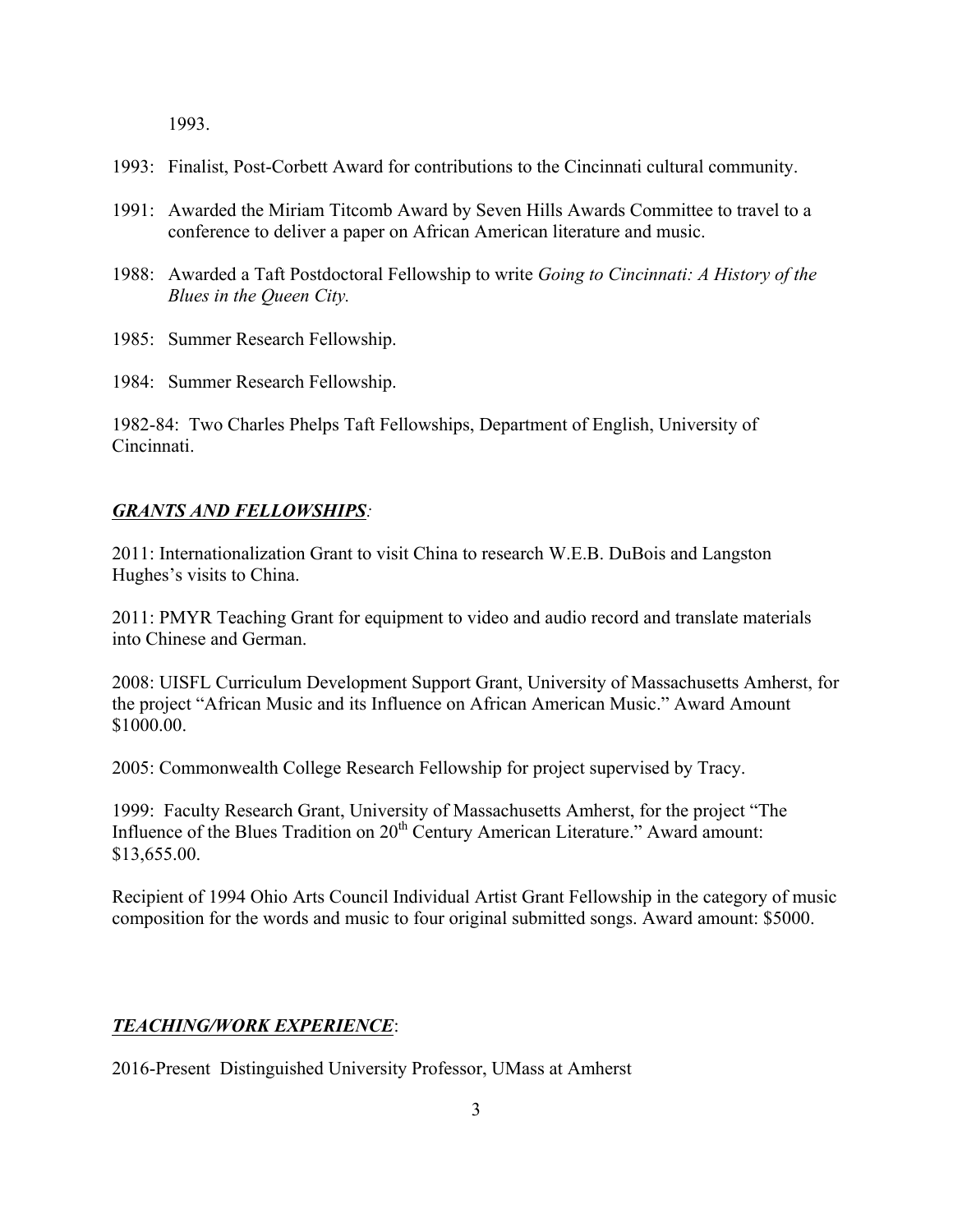1993.

1993: Finalist, Post-Corbett Award for contributions to the Cincinnati cultural community.

1991: Awarded the Miriam Titcomb Award by Seven Hills Awards Committee to travel to a conference to deliver a paper on African American literature and music.

1988: Awarded a Taft Postdoctoral Fellowship to write *Going to Cincinnati: A History of the Blues in the Queen City.*

1985: Summer Research Fellowship.

1984: Summer Research Fellowship.

1982-84: Two Charles Phelps Taft Fellowships, Department of English, University of Cincinnati.

## ***GRANTS AND FELLOWSHIPS***:

2011: Internationalization Grant to visit China to research W.E.B. DuBois and Langston Hughes's visits to China.

2011: PMYR Teaching Grant for equipment to video and audio record and translate materials into Chinese and German.

2008: UISFL Curriculum Development Support Grant, University of Massachusetts Amherst, for the project "African Music and its Influence on African American Music." Award Amount $1000.00.

2005: Commonwealth College Research Fellowship for project supervised by Tracy.

1999: Faculty Research Grant, University of Massachusetts Amherst, for the project "The Influence of the Blues Tradition on 20th Century American Literature." Award amount: $13,655.00.

Recipient of 1994 Ohio Arts Council Individual Artist Grant Fellowship in the category of music composition for the words and music to four original submitted songs. Award amount: $5000.

## ***TEACHING/WORK EXPERIENCE***:

2016-Present Distinguished University Professor, UMass at Amherst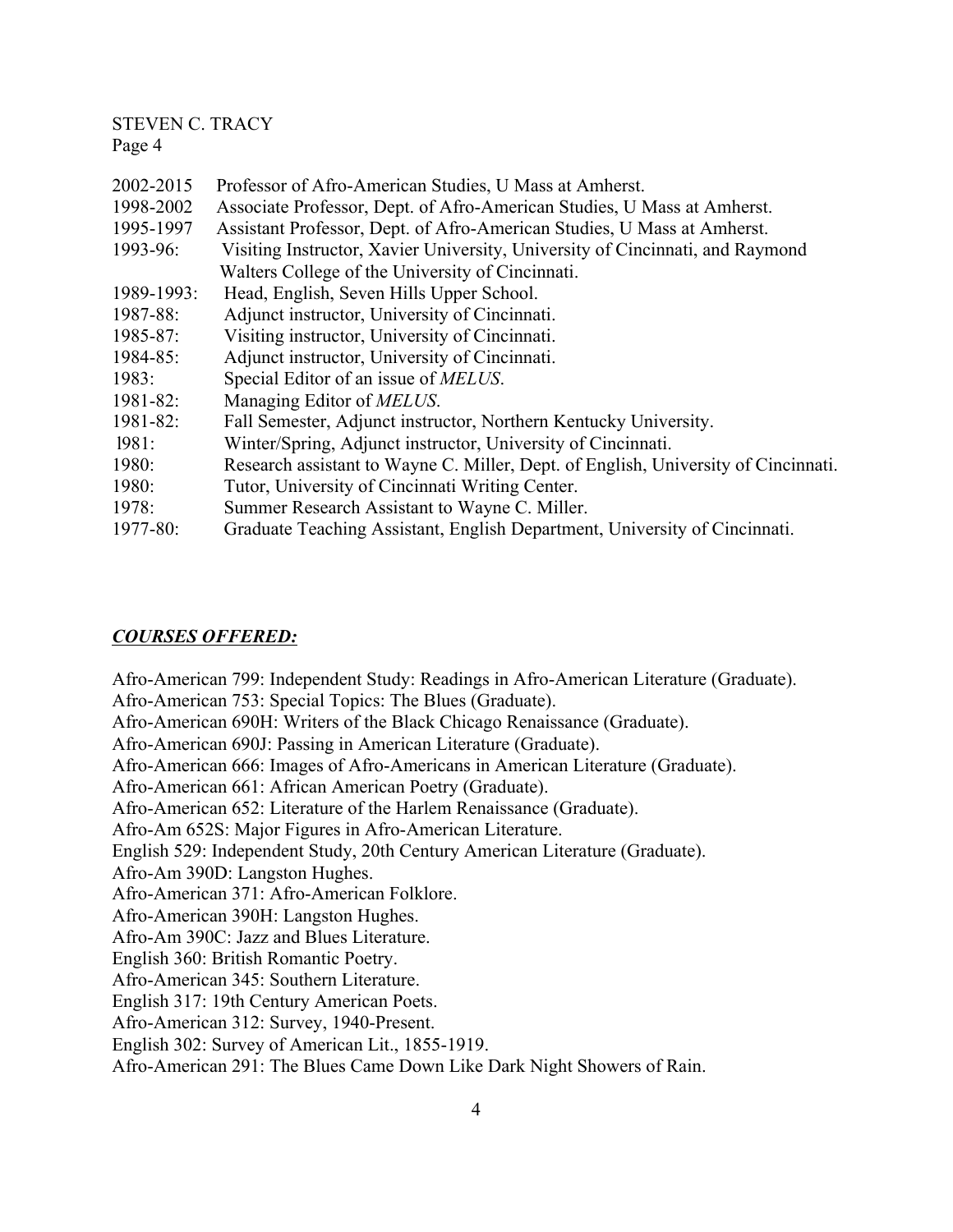2002-2015 Professor of Afro-American Studies, U Mass at Amherst.
1998-2002 Associate Professor, Dept. of Afro-American Studies, U Mass at Amherst.
1995-1997 Assistant Professor, Dept. of Afro-American Studies, U Mass at Amherst.
1993-96: Visiting Instructor, Xavier University, University of Cincinnati, and Raymond Walters College of the University of Cincinnati.
1989-1993: Head, English, Seven Hills Upper School.
1987-88: Adjunct instructor, University of Cincinnati.
1985-87: Visiting instructor, University of Cincinnati.
1984-85: Adjunct instructor, University of Cincinnati.
1983: Special Editor of an issue of *MELUS*.
1981-82: Managing Editor of *MELUS*.
1981-82: Fall Semester, Adjunct instructor, Northern Kentucky University.
1981: Winter/Spring, Adjunct instructor, University of Cincinnati.
1980: Research assistant to Wayne C. Miller, Dept. of English, University of Cincinnati.
1980: Tutor, University of Cincinnati Writing Center.
1978: Summer Research Assistant to Wayne C. Miller.
1977-80: Graduate Teaching Assistant, English Department, University of Cincinnati.

## ***COURSES OFFERED:***

Afro-American 799: Independent Study: Readings in Afro-American Literature (Graduate).
Afro-American 753: Special Topics: The Blues (Graduate).
Afro-American 690H: Writers of the Black Chicago Renaissance (Graduate).
Afro-American 690J: Passing in American Literature (Graduate).
Afro-American 666: Images of Afro-Americans in American Literature (Graduate).
Afro-American 661: African American Poetry (Graduate).
Afro-American 652: Literature of the Harlem Renaissance (Graduate).
Afro-Am 652S: Major Figures in Afro-American Literature.
English 529: Independent Study, 20th Century American Literature (Graduate).
Afro-Am 390D: Langston Hughes.
Afro-American 371: Afro-American Folklore.
Afro-American 390H: Langston Hughes.
Afro-Am 390C: Jazz and Blues Literature.
English 360: British Romantic Poetry.
Afro-American 345: Southern Literature.
English 317: 19th Century American Poets.
Afro-American 312: Survey, 1940-Present.
English 302: Survey of American Lit., 1855-1919.
Afro-American 291: The Blues Came Down Like Dark Night Showers of Rain.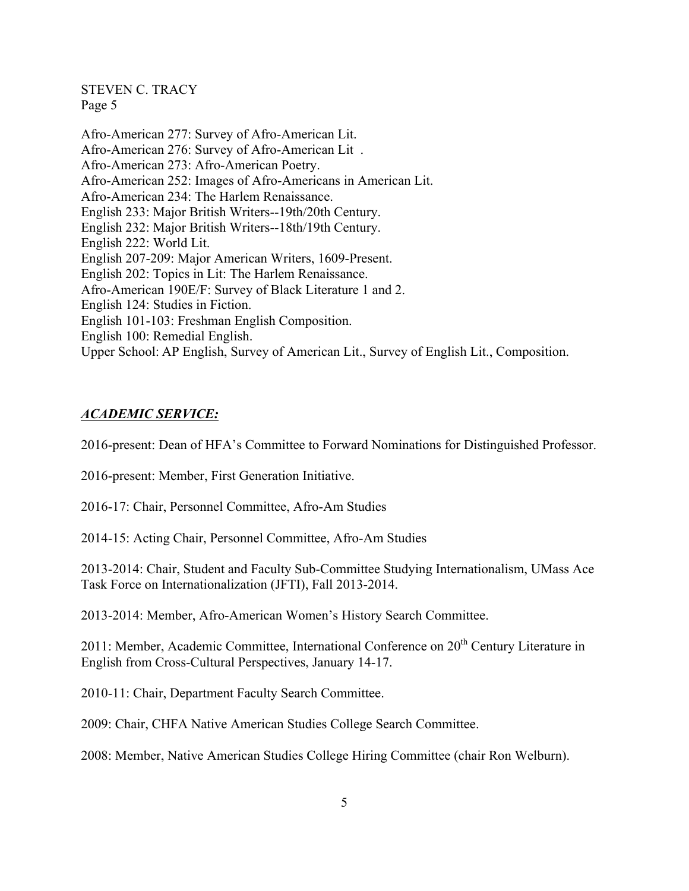Afro-American 277: Survey of Afro-American Lit.
Afro-American 276: Survey of Afro-American Lit .
Afro-American 273: Afro-American Poetry.
Afro-American 252: Images of Afro-Americans in American Lit.
Afro-American 234: The Harlem Renaissance.
English 233: Major British Writers--19th/20th Century.
English 232: Major British Writers--18th/19th Century.
English 222: World Lit.
English 207-209: Major American Writers, 1609-Present.
English 202: Topics in Lit: The Harlem Renaissance.
Afro-American 190E/F: Survey of Black Literature 1 and 2.
English 124: Studies in Fiction.
English 101-103: Freshman English Composition.
English 100: Remedial English.
Upper School: AP English, Survey of American Lit., Survey of English Lit., Composition.

## *ACADEMIC SERVICE:*

2016-present: Dean of HFA's Committee to Forward Nominations for Distinguished Professor.

2016-present: Member, First Generation Initiative.

2016-17: Chair, Personnel Committee, Afro-Am Studies

2014-15: Acting Chair, Personnel Committee, Afro-Am Studies

2013-2014: Chair, Student and Faculty Sub-Committee Studying Internationalism, UMass Ace Task Force on Internationalization (JFTI), Fall 2013-2014.

2013-2014: Member, Afro-American Women's History Search Committee.

2011: Member, Academic Committee, International Conference on 20th Century Literature in English from Cross-Cultural Perspectives, January 14-17.

2010-11: Chair, Department Faculty Search Committee.

2009: Chair, CHFA Native American Studies College Search Committee.

2008: Member, Native American Studies College Hiring Committee (chair Ron Welburn).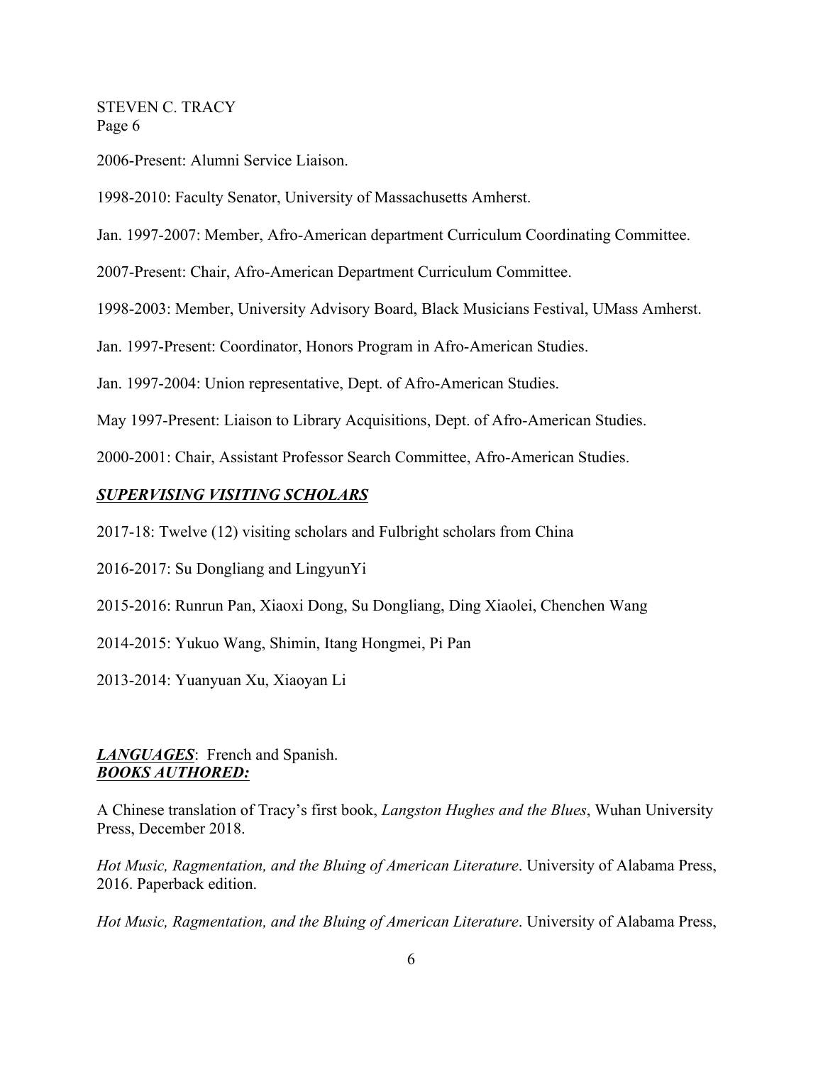2006-Present: Alumni Service Liaison.

1998-2010: Faculty Senator, University of Massachusetts Amherst.

Jan. 1997-2007: Member, Afro-American department Curriculum Coordinating Committee.

2007-Present: Chair, Afro-American Department Curriculum Committee.

1998-2003: Member, University Advisory Board, Black Musicians Festival, UMass Amherst.

Jan. 1997-Present: Coordinator, Honors Program in Afro-American Studies.

Jan. 1997-2004: Union representative, Dept. of Afro-American Studies.

May 1997-Present: Liaison to Library Acquisitions, Dept. of Afro-American Studies.

2000-2001: Chair, Assistant Professor Search Committee, Afro-American Studies.

***SUPERVISING VISITING SCHOLARS***

2017-18: Twelve (12) visiting scholars and Fulbright scholars from China

2016-2017: Su Dongliang and LingyunYi

2015-2016: Runrun Pan, Xiaoxi Dong, Su Dongliang, Ding Xiaolei, Chenchen Wang

2014-2015: Yukuo Wang, Shimin, Itang Hongmei, Pi Pan

2013-2014: Yuanyuan Xu, Xiaoyan Li

***LANGUAGES***: French and Spanish.

***BOOKS AUTHORED:***

A Chinese translation of Tracy's first book, *Langston Hughes and the Blues*, Wuhan University Press, December 2018.

*Hot Music, Ragmentation, and the Bluing of American Literature*. University of Alabama Press, 2016. Paperback edition.

*Hot Music, Ragmentation, and the Bluing of American Literature*. University of Alabama Press,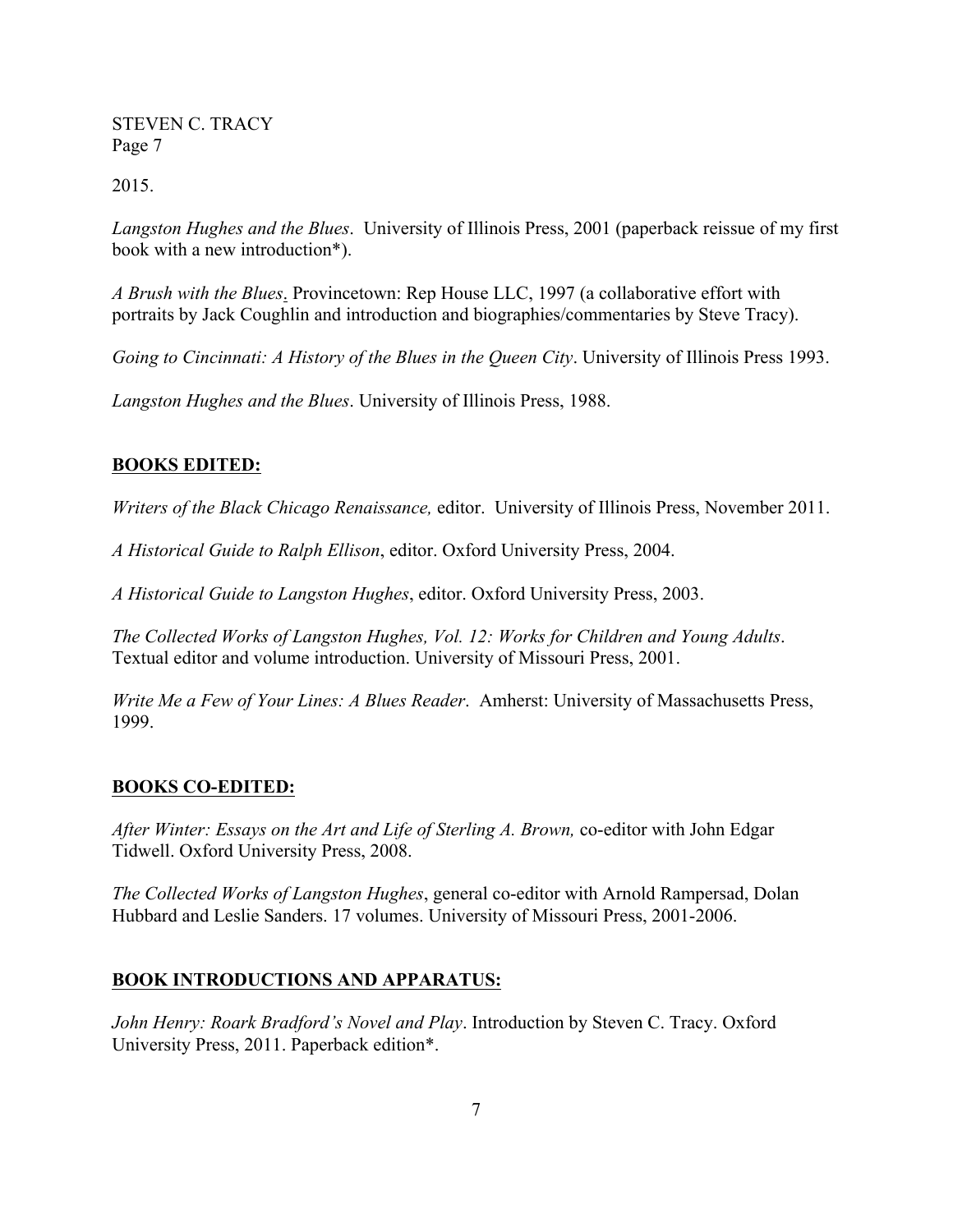2015.

*Langston Hughes and the Blues*. University of Illinois Press, 2001 (paperback reissue of my first book with a new introduction*).

*A Brush with the Blues*. Provincetown: Rep House LLC, 1997 (a collaborative effort with portraits by Jack Coughlin and introduction and biographies/commentaries by Steve Tracy).

*Going to Cincinnati: A History of the Blues in the Queen City*. University of Illinois Press 1993.

*Langston Hughes and the Blues*. University of Illinois Press, 1988.

## BOOKS EDITED:

*Writers of the Black Chicago Renaissance,* editor. University of Illinois Press, November 2011.

*A Historical Guide to Ralph Ellison*, editor. Oxford University Press, 2004.

*A Historical Guide to Langston Hughes*, editor. Oxford University Press, 2003.

*The Collected Works of Langston Hughes, Vol. 12: Works for Children and Young Adults*. Textual editor and volume introduction. University of Missouri Press, 2001.

*Write Me a Few of Your Lines: A Blues Reader*. Amherst: University of Massachusetts Press, 1999.

## BOOKS CO-EDITED:

*After Winter: Essays on the Art and Life of Sterling A. Brown,* co-editor with John Edgar Tidwell. Oxford University Press, 2008.

*The Collected Works of Langston Hughes*, general co-editor with Arnold Rampersad, Dolan Hubbard and Leslie Sanders. 17 volumes. University of Missouri Press, 2001-2006.

## BOOK INTRODUCTIONS AND APPARATUS:

*John Henry: Roark Bradford's Novel and Play*. Introduction by Steven C. Tracy. Oxford University Press, 2011. Paperback edition*.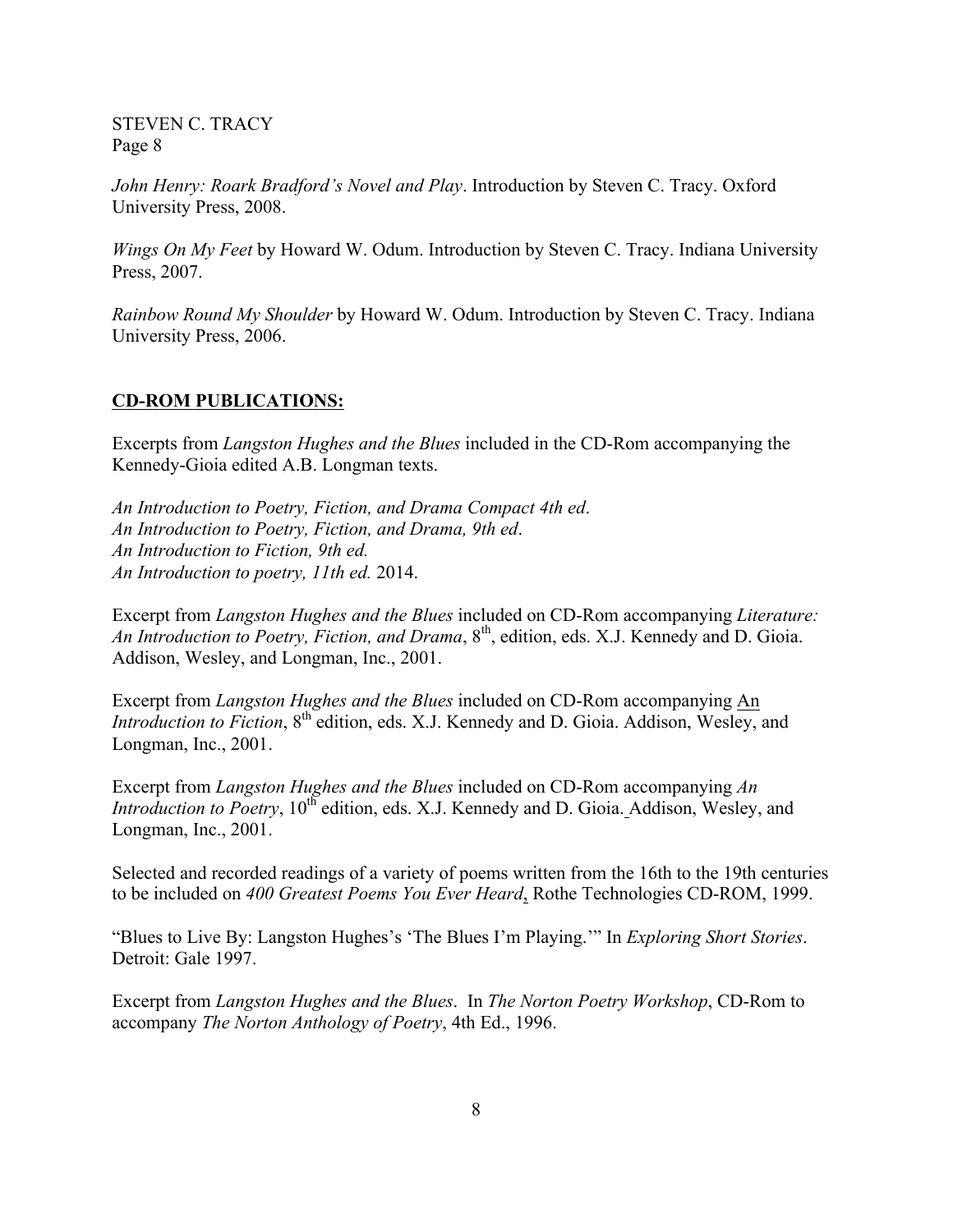*John Henry: Roark Bradford's Novel and Play*. Introduction by Steven C. Tracy. Oxford University Press, 2008.

*Wings On My Feet* by Howard W. Odum. Introduction by Steven C. Tracy. Indiana University Press, 2007.

*Rainbow Round My Shoulder* by Howard W. Odum. Introduction by Steven C. Tracy. Indiana University Press, 2006.

## CD-ROM PUBLICATIONS:

Excerpts from *Langston Hughes and the Blues* included in the CD-Rom accompanying the Kennedy-Gioia edited A.B. Longman texts.

*An Introduction to Poetry, Fiction, and Drama Compact 4th ed*.
*An Introduction to Poetry, Fiction, and Drama, 9th ed*.
*An Introduction to Fiction, 9th ed.*
*An Introduction to poetry, 11th ed.* 2014.

Excerpt from *Langston Hughes and the Blues* included on CD-Rom accompanying *Literature: An Introduction to Poetry, Fiction, and Drama*, 8th, edition, eds. X.J. Kennedy and D. Gioia. Addison, Wesley, and Longman, Inc., 2001.

Excerpt from *Langston Hughes and the Blues* included on CD-Rom accompanying An *Introduction to Fiction*, 8th edition, eds. X.J. Kennedy and D. Gioia. Addison, Wesley, and Longman, Inc., 2001.

Excerpt from *Langston Hughes and the Blues* included on CD-Rom accompanying *An Introduction to Poetry*, 10th edition, eds. X.J. Kennedy and D. Gioia. Addison, Wesley, and Longman, Inc., 2001.

Selected and recorded readings of a variety of poems written from the 16th to the 19th centuries to be included on *400 Greatest Poems You Ever Heard*, Rothe Technologies CD-ROM, 1999.

"Blues to Live By: Langston Hughes's 'The Blues I'm Playing.'" In *Exploring Short Stories*. Detroit: Gale 1997.

Excerpt from *Langston Hughes and the Blues*. In *The Norton Poetry Workshop*, CD-Rom to accompany *The Norton Anthology of Poetry*, 4th Ed., 1996.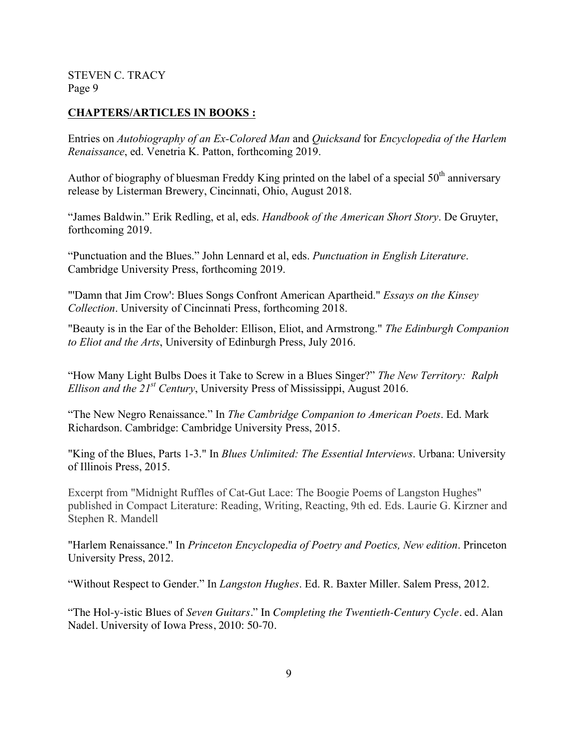## **CHAPTERS/ARTICLES IN BOOKS :**

Entries on *Autobiography of an Ex-Colored Man* and *Quicksand* for *Encyclopedia of the Harlem Renaissance*, ed. Venetria K. Patton, forthcoming 2019.

Author of biography of bluesman Freddy King printed on the label of a special 50th anniversary release by Listerman Brewery, Cincinnati, Ohio, August 2018.

"James Baldwin." Erik Redling, et al, eds. *Handbook of the American Short Story*. De Gruyter, forthcoming 2019.

"Punctuation and the Blues." John Lennard et al, eds. *Punctuation in English Literature*. Cambridge University Press, forthcoming 2019.

"'Damn that Jim Crow': Blues Songs Confront American Apartheid." *Essays on the Kinsey Collection*. University of Cincinnati Press, forthcoming 2018.

"Beauty is in the Ear of the Beholder: Ellison, Eliot, and Armstrong." *The Edinburgh Companion to Eliot and the Arts*, University of Edinburgh Press, July 2016.

"How Many Light Bulbs Does it Take to Screw in a Blues Singer?" *The New Territory: Ralph Ellison and the 21st Century*, University Press of Mississippi, August 2016.

"The New Negro Renaissance." In *The Cambridge Companion to American Poets*. Ed. Mark Richardson. Cambridge: Cambridge University Press, 2015.

"King of the Blues, Parts 1-3." In *Blues Unlimited: The Essential Interviews*. Urbana: University of Illinois Press, 2015.

Excerpt from "Midnight Ruffles of Cat-Gut Lace: The Boogie Poems of Langston Hughes" published in Compact Literature: Reading, Writing, Reacting, 9th ed. Eds. Laurie G. Kirzner and Stephen R. Mandell

"Harlem Renaissance." In *Princeton Encyclopedia of Poetry and Poetics, New edition*. Princeton University Press, 2012.

"Without Respect to Gender." In *Langston Hughes*. Ed. R. Baxter Miller. Salem Press, 2012.

"The Hol-y-istic Blues of *Seven Guitars*." In *Completing the Twentieth-Century Cycle*. ed. Alan Nadel. University of Iowa Press, 2010: 50-70.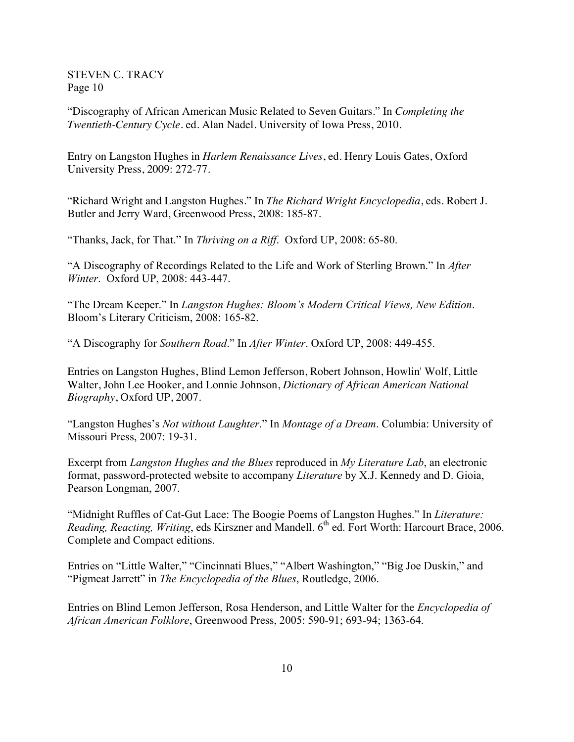"Discography of African American Music Related to Seven Guitars." In *Completing the Twentieth-Century Cycle*. ed. Alan Nadel. University of Iowa Press, 2010.

Entry on Langston Hughes in *Harlem Renaissance Lives*, ed. Henry Louis Gates, Oxford University Press, 2009: 272-77.

"Richard Wright and Langston Hughes." In *The Richard Wright Encyclopedia*, eds. Robert J. Butler and Jerry Ward, Greenwood Press, 2008: 185-87.

"Thanks, Jack, for That." In *Thriving on a Riff*. Oxford UP, 2008: 65-80.

"A Discography of Recordings Related to the Life and Work of Sterling Brown." In *After Winter*. Oxford UP, 2008: 443-447.

"The Dream Keeper." In *Langston Hughes: Bloom's Modern Critical Views, New Edition*. Bloom's Literary Criticism, 2008: 165-82.

"A Discography for *Southern Road*." In *After Winter*. Oxford UP, 2008: 449-455.

Entries on Langston Hughes, Blind Lemon Jefferson, Robert Johnson, Howlin' Wolf, Little Walter, John Lee Hooker, and Lonnie Johnson, *Dictionary of African American National Biography*, Oxford UP, 2007.

"Langston Hughes's *Not without Laughter*." In *Montage of a Dream*. Columbia: University of Missouri Press, 2007: 19-31.

Excerpt from *Langston Hughes and the Blues* reproduced in *My Literature Lab*, an electronic format, password-protected website to accompany *Literature* by X.J. Kennedy and D. Gioia, Pearson Longman, 2007.

"Midnight Ruffles of Cat-Gut Lace: The Boogie Poems of Langston Hughes." In *Literature: Reading, Reacting, Writing*, eds Kirszner and Mandell. 6th ed. Fort Worth: Harcourt Brace, 2006. Complete and Compact editions.

Entries on "Little Walter," "Cincinnati Blues," "Albert Washington," "Big Joe Duskin," and "Pigmeat Jarrett" in *The Encyclopedia of the Blues*, Routledge, 2006.

Entries on Blind Lemon Jefferson, Rosa Henderson, and Little Walter for the *Encyclopedia of African American Folklore*, Greenwood Press, 2005: 590-91; 693-94; 1363-64.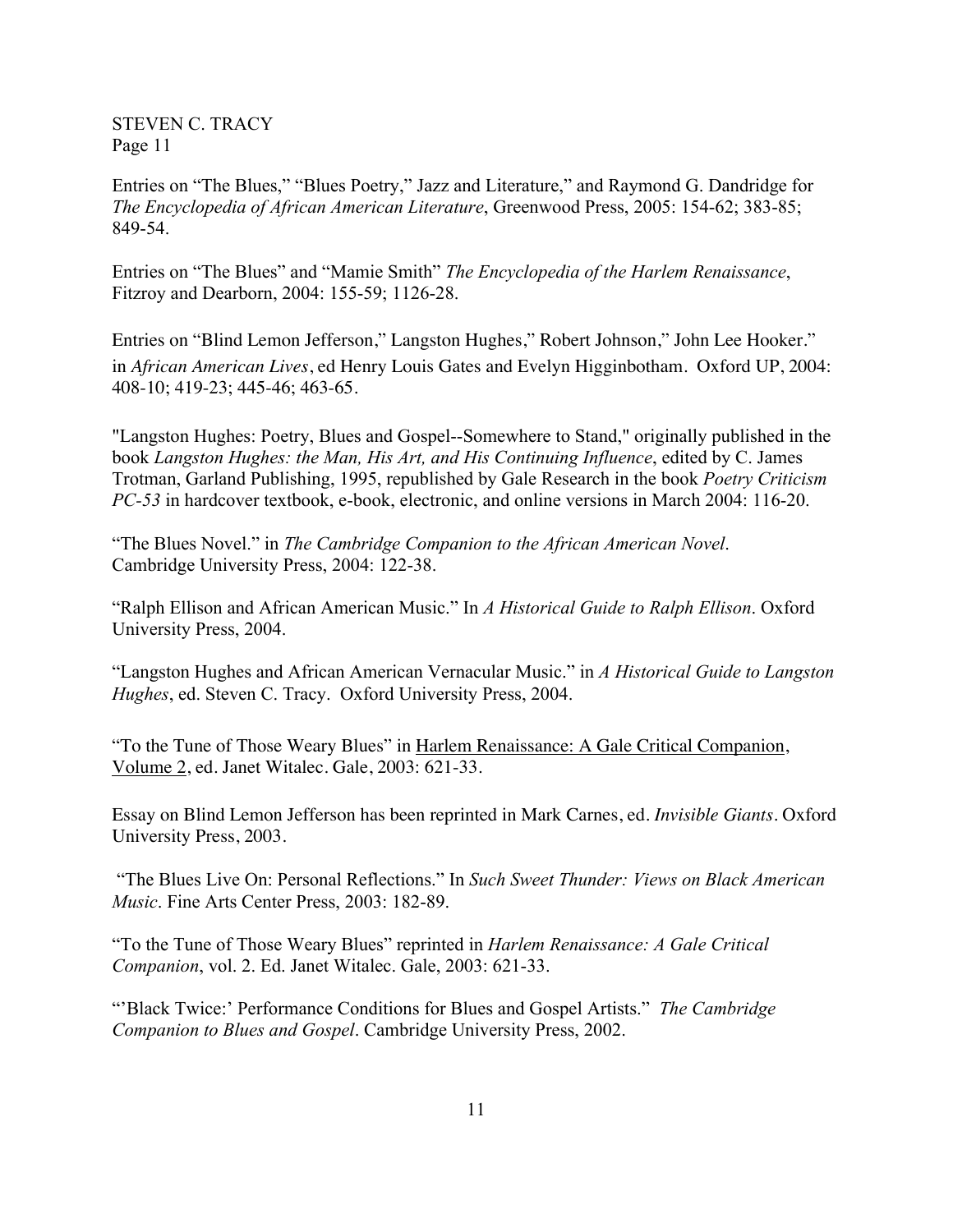Entries on “The Blues,” “Blues Poetry,” Jazz and Literature,” and Raymond G. Dandridge for *The Encyclopedia of African American Literature*, Greenwood Press, 2005: 154-62; 383-85; 849-54.

Entries on “The Blues” and “Mamie Smith” *The Encyclopedia of the Harlem Renaissance*, Fitzroy and Dearborn, 2004: 155-59; 1126-28.

Entries on “Blind Lemon Jefferson,” Langston Hughes,” Robert Johnson,” John Lee Hooker.” in *African American Lives*, ed Henry Louis Gates and Evelyn Higginbotham. Oxford UP, 2004: 408-10; 419-23; 445-46; 463-65.

"Langston Hughes: Poetry, Blues and Gospel--Somewhere to Stand," originally published in the book *Langston Hughes: the Man, His Art, and His Continuing Influence*, edited by C. James Trotman, Garland Publishing, 1995, republished by Gale Research in the book *Poetry Criticism PC-53* in hardcover textbook, e-book, electronic, and online versions in March 2004: 116-20.

“The Blues Novel.” in *The Cambridge Companion to the African American Novel*. Cambridge University Press, 2004: 122-38.

“Ralph Ellison and African American Music.” In *A Historical Guide to Ralph Ellison*. Oxford University Press, 2004.

“Langston Hughes and African American Vernacular Music.” in *A Historical Guide to Langston Hughes*, ed. Steven C. Tracy. Oxford University Press, 2004.

“To the Tune of Those Weary Blues” in Harlem Renaissance: A Gale Critical Companion, Volume 2, ed. Janet Witalec. Gale, 2003: 621-33.

Essay on Blind Lemon Jefferson has been reprinted in Mark Carnes, ed. *Invisible Giants*. Oxford University Press, 2003.

“The Blues Live On: Personal Reflections.” In *Such Sweet Thunder: Views on Black American Music*. Fine Arts Center Press, 2003: 182-89.

“To the Tune of Those Weary Blues” reprinted in *Harlem Renaissance: A Gale Critical Companion*, vol. 2. Ed. Janet Witalec. Gale, 2003: 621-33.

“’Black Twice:’ Performance Conditions for Blues and Gospel Artists.” *The Cambridge Companion to Blues and Gospel*. Cambridge University Press, 2002.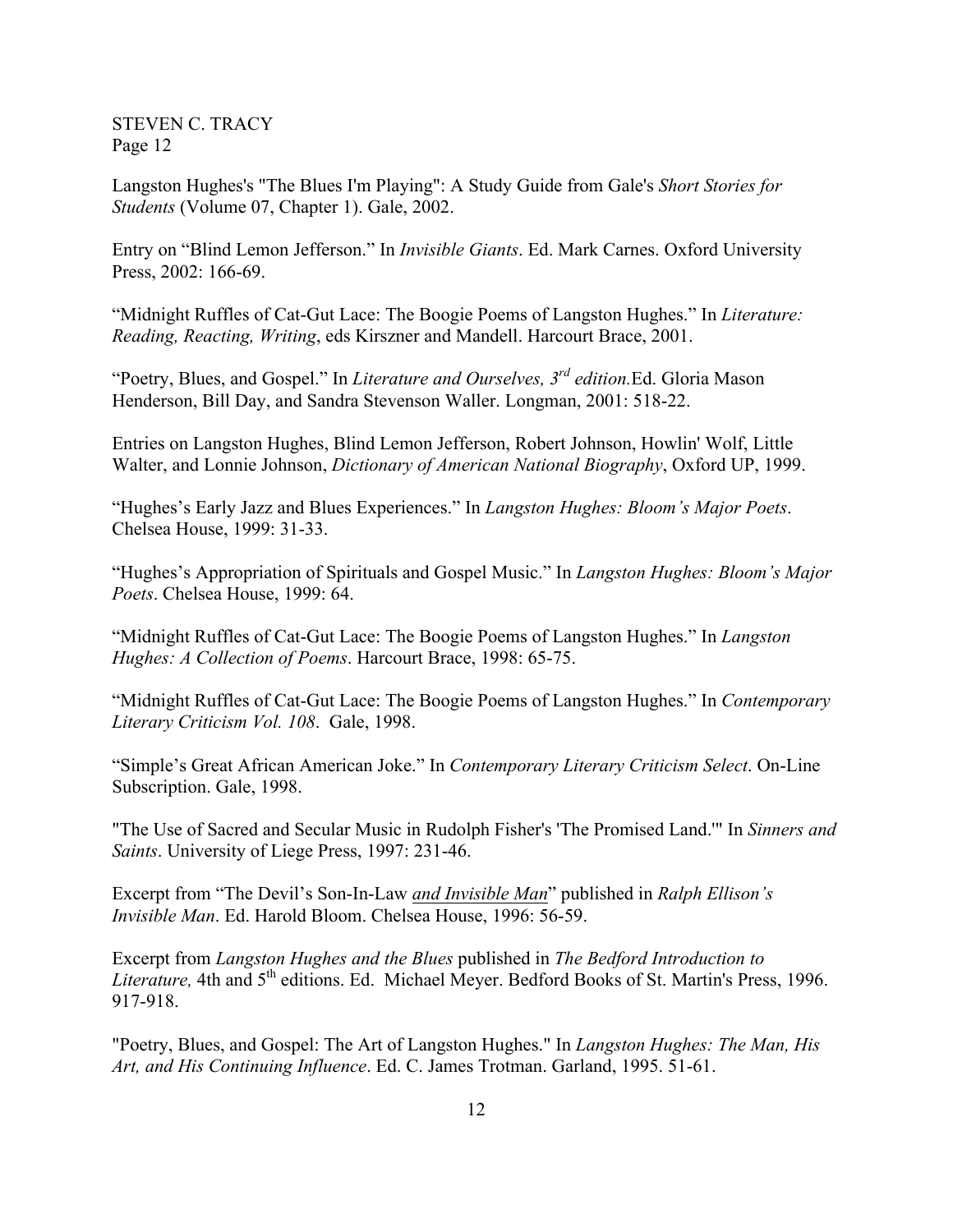Langston Hughes's "The Blues I'm Playing": A Study Guide from Gale's *Short Stories for Students* (Volume 07, Chapter 1). Gale, 2002.

Entry on "Blind Lemon Jefferson." In *Invisible Giants*. Ed. Mark Carnes. Oxford University Press, 2002: 166-69.

"Midnight Ruffles of Cat-Gut Lace: The Boogie Poems of Langston Hughes." In *Literature: Reading, Reacting, Writing*, eds Kirszner and Mandell. Harcourt Brace, 2001.

"Poetry, Blues, and Gospel." In *Literature and Ourselves, 3rd edition.*Ed. Gloria Mason Henderson, Bill Day, and Sandra Stevenson Waller. Longman, 2001: 518-22.

Entries on Langston Hughes, Blind Lemon Jefferson, Robert Johnson, Howlin' Wolf, Little Walter, and Lonnie Johnson, *Dictionary of American National Biography*, Oxford UP, 1999.

"Hughes's Early Jazz and Blues Experiences." In *Langston Hughes: Bloom's Major Poets*. Chelsea House, 1999: 31-33.

"Hughes's Appropriation of Spirituals and Gospel Music." In *Langston Hughes: Bloom's Major Poets*. Chelsea House, 1999: 64.

"Midnight Ruffles of Cat-Gut Lace: The Boogie Poems of Langston Hughes." In *Langston Hughes: A Collection of Poems*. Harcourt Brace, 1998: 65-75.

"Midnight Ruffles of Cat-Gut Lace: The Boogie Poems of Langston Hughes." In *Contemporary Literary Criticism Vol. 108*. Gale, 1998.

"Simple's Great African American Joke." In *Contemporary Literary Criticism Select*. On-Line Subscription. Gale, 1998.

"The Use of Sacred and Secular Music in Rudolph Fisher's 'The Promised Land.'" In *Sinners and Saints*. University of Liege Press, 1997: 231-46.

Excerpt from "The Devil's Son-In-Law *and Invisible Man*" published in *Ralph Ellison's Invisible Man*. Ed. Harold Bloom. Chelsea House, 1996: 56-59.

Excerpt from *Langston Hughes and the Blues* published in *The Bedford Introduction to Literature,* 4th and 5th editions. Ed. Michael Meyer. Bedford Books of St. Martin's Press, 1996. 917-918.

"Poetry, Blues, and Gospel: The Art of Langston Hughes." In *Langston Hughes: The Man, His Art, and His Continuing Influence*. Ed. C. James Trotman. Garland, 1995. 51-61.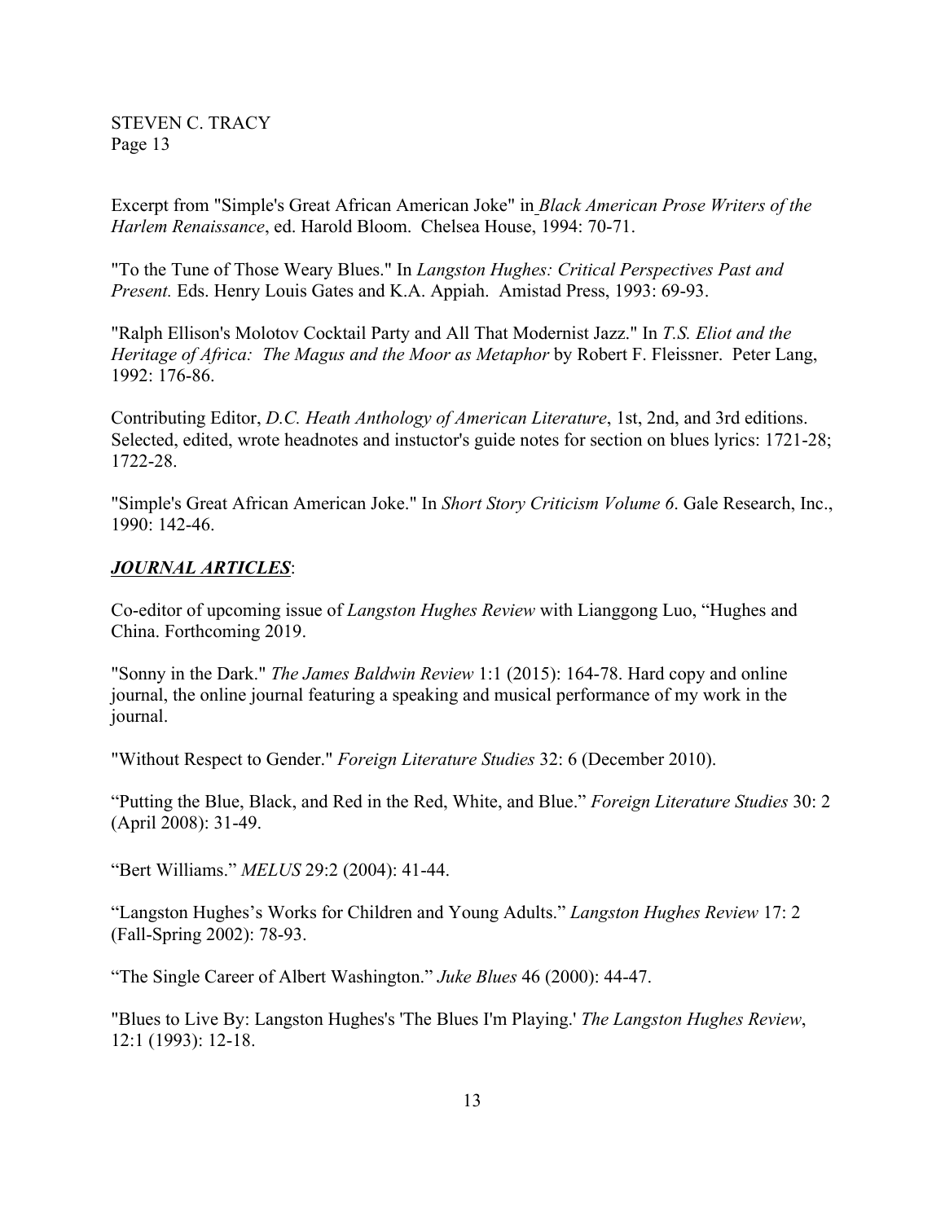Excerpt from "Simple's Great African American Joke" in *Black American Prose Writers of the Harlem Renaissance*, ed. Harold Bloom. Chelsea House, 1994: 70-71.

"To the Tune of Those Weary Blues." In *Langston Hughes: Critical Perspectives Past and Present.* Eds. Henry Louis Gates and K.A. Appiah. Amistad Press, 1993: 69-93.

"Ralph Ellison's Molotov Cocktail Party and All That Modernist Jazz." In *T.S. Eliot and the Heritage of Africa: The Magus and the Moor as Metaphor* by Robert F. Fleissner. Peter Lang, 1992: 176-86.

Contributing Editor, *D.C. Heath Anthology of American Literature*, 1st, 2nd, and 3rd editions. Selected, edited, wrote headnotes and instuctor's guide notes for section on blues lyrics: 1721-28; 1722-28.

"Simple's Great African American Joke." In *Short Story Criticism Volume 6*. Gale Research, Inc., 1990: 142-46.

***JOURNAL ARTICLES***:

Co-editor of upcoming issue of *Langston Hughes Review* with Lianggong Luo, "Hughes and China. Forthcoming 2019.

"Sonny in the Dark." *The James Baldwin Review* 1:1 (2015): 164-78. Hard copy and online journal, the online journal featuring a speaking and musical performance of my work in the journal.

"Without Respect to Gender." *Foreign Literature Studies* 32: 6 (December 2010).

"Putting the Blue, Black, and Red in the Red, White, and Blue." *Foreign Literature Studies* 30: 2 (April 2008): 31-49.

"Bert Williams." *MELUS* 29:2 (2004): 41-44.

"Langston Hughes's Works for Children and Young Adults." *Langston Hughes Review* 17: 2 (Fall-Spring 2002): 78-93.

"The Single Career of Albert Washington." *Juke Blues* 46 (2000): 44-47.

"Blues to Live By: Langston Hughes's 'The Blues I'm Playing.' *The Langston Hughes Review*, 12:1 (1993): 12-18.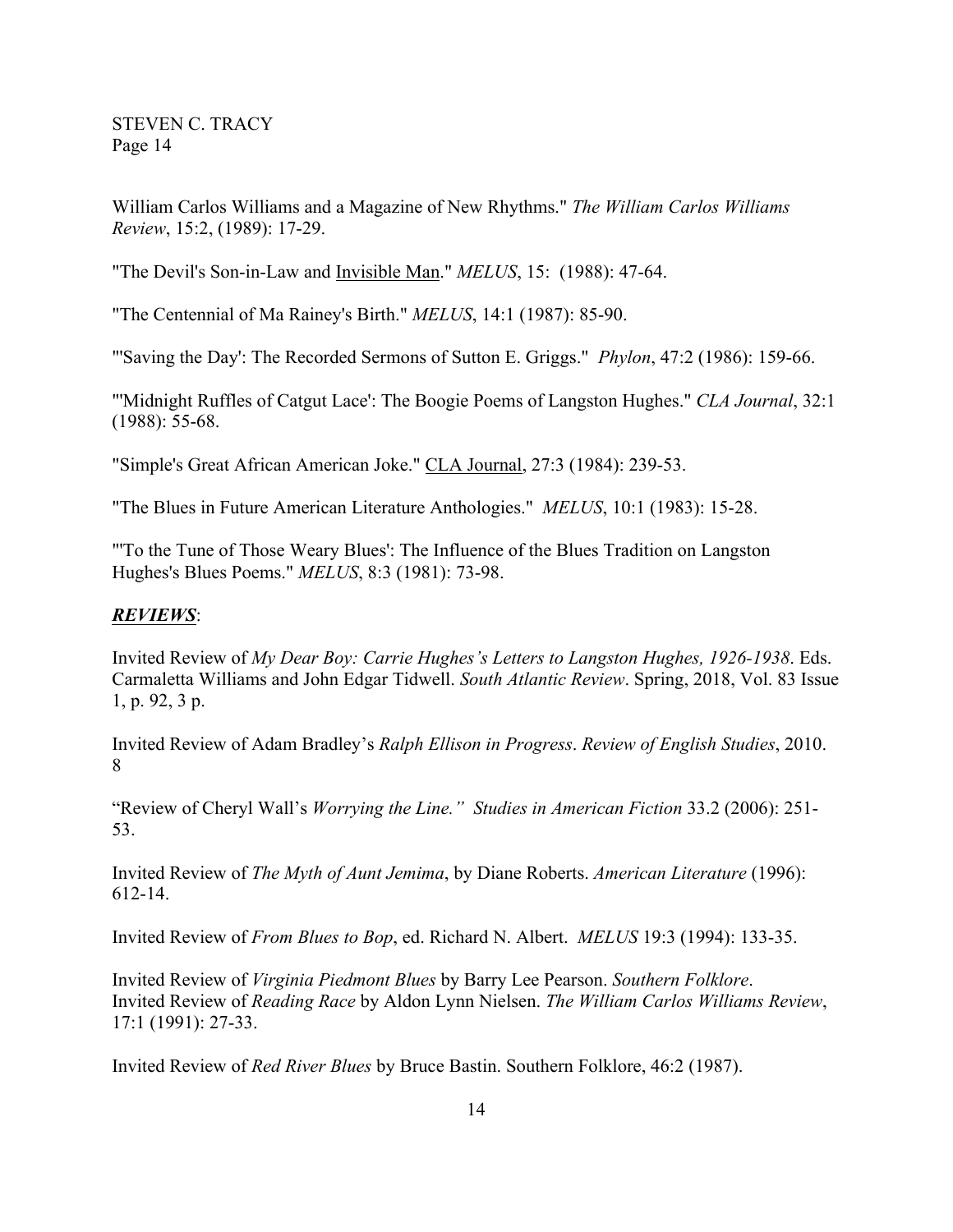William Carlos Williams and a Magazine of New Rhythms." *The William Carlos Williams Review*, 15:2, (1989): 17-29.

"The Devil's Son-in-Law and Invisible Man." *MELUS*, 15:  (1988): 47-64.

"The Centennial of Ma Rainey's Birth." *MELUS*, 14:1 (1987): 85-90.

"'Saving the Day': The Recorded Sermons of Sutton E. Griggs."  *Phylon*, 47:2 (1986): 159-66.

"'Midnight Ruffles of Catgut Lace': The Boogie Poems of Langston Hughes." *CLA Journal*, 32:1 (1988): 55-68.

"Simple's Great African American Joke." CLA Journal, 27:3 (1984): 239-53.

"The Blues in Future American Literature Anthologies."  *MELUS*, 10:1 (1983): 15-28.

"'To the Tune of Those Weary Blues': The Influence of the Blues Tradition on Langston Hughes's Blues Poems." *MELUS*, 8:3 (1981): 73-98.

***REVIEWS***:

Invited Review of *My Dear Boy: Carrie Hughes's Letters to Langston Hughes, 1926-1938*. Eds. Carmaletta Williams and John Edgar Tidwell. *South Atlantic Review*. Spring, 2018, Vol. 83 Issue 1, p. 92, 3 p.

Invited Review of Adam Bradley's *Ralph Ellison in Progress*. *Review of English Studies*, 2010. 8

"Review of Cheryl Wall's *Worrying the Line.*"  *Studies in American Fiction* 33.2 (2006): 251-53.

Invited Review of *The Myth of Aunt Jemima*, by Diane Roberts. *American Literature* (1996): 612-14.

Invited Review of *From Blues to Bop*, ed. Richard N. Albert.  *MELUS* 19:3 (1994): 133-35.

Invited Review of *Virginia Piedmont Blues* by Barry Lee Pearson. *Southern Folklore*.
Invited Review of *Reading Race* by Aldon Lynn Nielsen. *The William Carlos Williams Review*, 17:1 (1991): 27-33.

Invited Review of *Red River Blues* by Bruce Bastin. Southern Folklore, 46:2 (1987).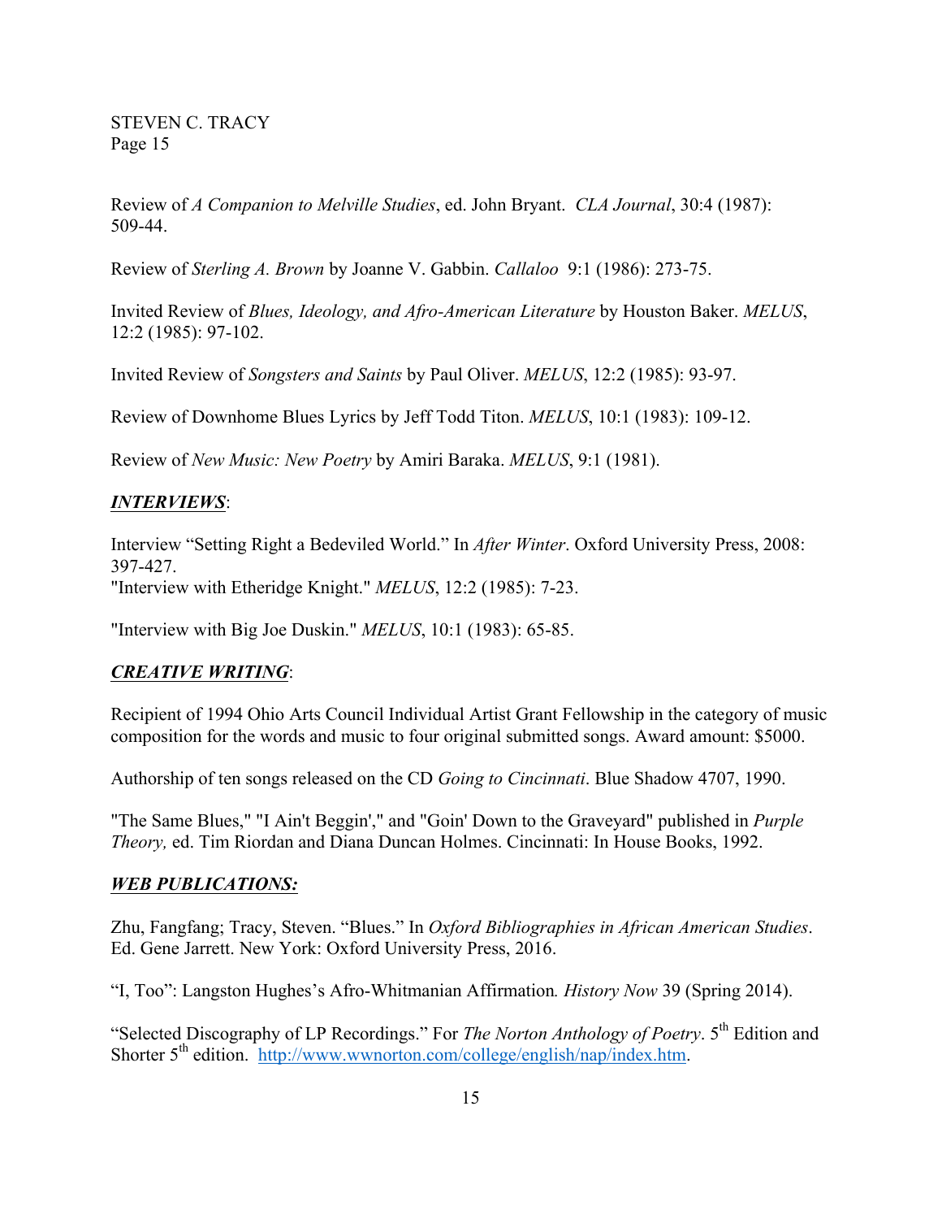Review of *A Companion to Melville Studies*, ed. John Bryant. *CLA Journal*, 30:4 (1987): 509-44.

Review of *Sterling A. Brown* by Joanne V. Gabbin. *Callaloo* 9:1 (1986): 273-75.

Invited Review of *Blues, Ideology, and Afro-American Literature* by Houston Baker. *MELUS*, 12:2 (1985): 97-102.

Invited Review of *Songsters and Saints* by Paul Oliver. *MELUS*, 12:2 (1985): 93-97.

Review of Downhome Blues Lyrics by Jeff Todd Titon. *MELUS*, 10:1 (1983): 109-12.

Review of *New Music: New Poetry* by Amiri Baraka. *MELUS*, 9:1 (1981).

## ***INTERVIEWS***:

Interview "Setting Right a Bedeviled World." In *After Winter*. Oxford University Press, 2008: 397-427.

"Interview with Etheridge Knight." *MELUS*, 12:2 (1985): 7-23.

"Interview with Big Joe Duskin." *MELUS*, 10:1 (1983): 65-85.

## ***CREATIVE WRITING***:

Recipient of 1994 Ohio Arts Council Individual Artist Grant Fellowship in the category of music composition for the words and music to four original submitted songs. Award amount: $5000.

Authorship of ten songs released on the CD *Going to Cincinnati*. Blue Shadow 4707, 1990.

"The Same Blues," "I Ain't Beggin'," and "Goin' Down to the Graveyard" published in *Purple Theory,* ed. Tim Riordan and Diana Duncan Holmes. Cincinnati: In House Books, 1992.

## ***WEB PUBLICATIONS:***

Zhu, Fangfang; Tracy, Steven. "Blues." In *Oxford Bibliographies in African American Studies*. Ed. Gene Jarrett. New York: Oxford University Press, 2016.

"I, Too": Langston Hughes's Afro-Whitmanian Affirmation*. History Now* 39 (Spring 2014).

"Selected Discography of LP Recordings." For *The Norton Anthology of Poetry*. 5th Edition and Shorter 5th edition. http://www.wwnorton.com/college/english/nap/index.htm.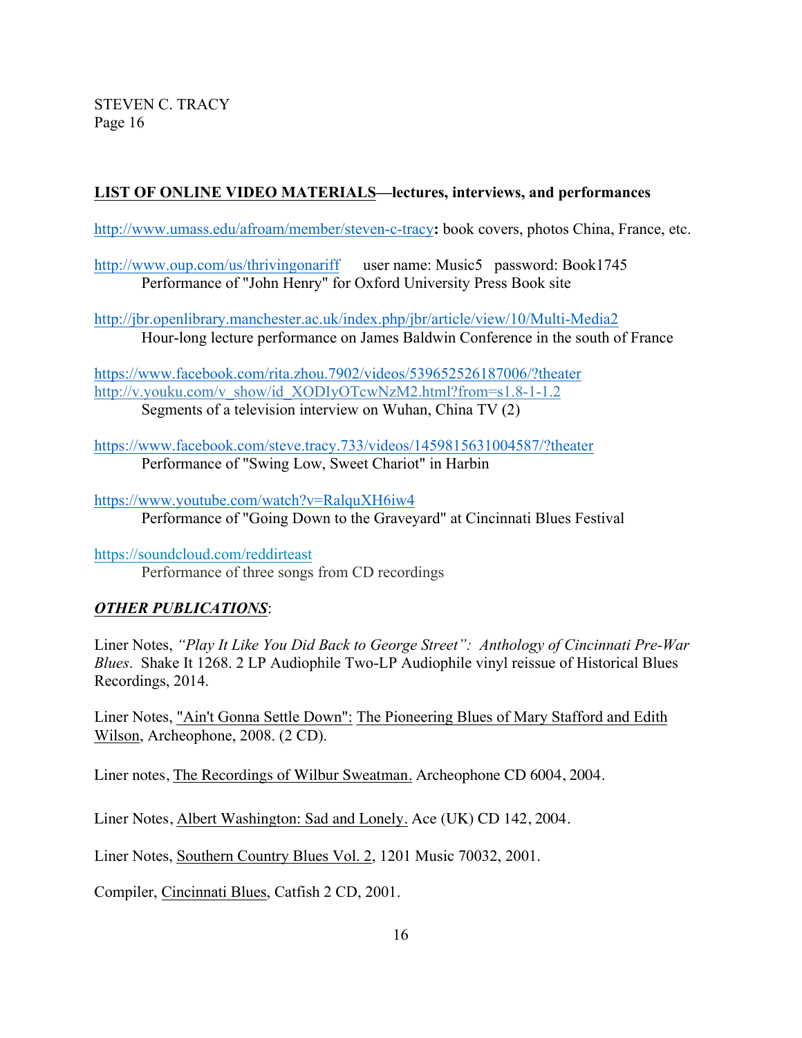**LIST OF ONLINE VIDEO MATERIALS—lectures, interviews, and performances**

http://www.umass.edu/afroam/member/steven-c-tracy**:** book covers, photos China, France, etc.

http://www.oup.com/us/thrivingonariff   user name: Music5   password: Book1745
  Performance of "John Henry" for Oxford University Press Book site

http://jbr.openlibrary.manchester.ac.uk/index.php/jbr/article/view/10/Multi-Media2
  Hour-long lecture performance on James Baldwin Conference in the south of France

https://www.facebook.com/rita.zhou.7902/videos/539652526187006/?theater
http://v.youku.com/v_show/id_XODIyOTcwNzM2.html?from=s1.8-1-1.2
  Segments of a television interview on Wuhan, China TV (2)

https://www.facebook.com/steve.tracy.733/videos/1459815631004587/?theater
  Performance of "Swing Low, Sweet Chariot" in Harbin

https://www.youtube.com/watch?v=RalquXH6iw4
  Performance of "Going Down to the Graveyard" at Cincinnati Blues Festival

https://soundcloud.com/reddirteast
  Performance of three songs from CD recordings

***OTHER PUBLICATIONS***:

Liner Notes, *"Play It Like You Did Back to George Street": Anthology of Cincinnati Pre-War Blues*. Shake It 1268. 2 LP Audiophile Two-LP Audiophile vinyl reissue of Historical Blues Recordings, 2014.

Liner Notes, "Ain't Gonna Settle Down": The Pioneering Blues of Mary Stafford and Edith Wilson, Archeophone, 2008. (2 CD).

Liner notes, The Recordings of Wilbur Sweatman. Archeophone CD 6004, 2004.

Liner Notes, Albert Washington: Sad and Lonely. Ace (UK) CD 142, 2004.

Liner Notes, Southern Country Blues Vol. 2, 1201 Music 70032, 2001.

Compiler, Cincinnati Blues, Catfish 2 CD, 2001.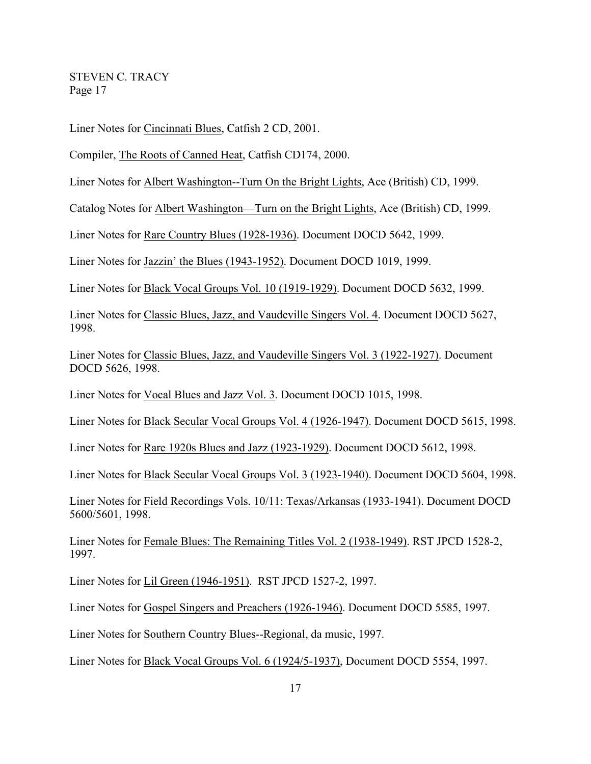Liner Notes for Cincinnati Blues, Catfish 2 CD, 2001.

Compiler, The Roots of Canned Heat, Catfish CD174, 2000.

Liner Notes for Albert Washington--Turn On the Bright Lights, Ace (British) CD, 1999.

Catalog Notes for Albert Washington—Turn on the Bright Lights, Ace (British) CD, 1999.

Liner Notes for Rare Country Blues (1928-1936). Document DOCD 5642, 1999.

Liner Notes for Jazzin' the Blues (1943-1952). Document DOCD 1019, 1999.

Liner Notes for Black Vocal Groups Vol. 10 (1919-1929). Document DOCD 5632, 1999.

Liner Notes for Classic Blues, Jazz, and Vaudeville Singers Vol. 4. Document DOCD 5627, 1998.

Liner Notes for Classic Blues, Jazz, and Vaudeville Singers Vol. 3 (1922-1927). Document DOCD 5626, 1998.

Liner Notes for Vocal Blues and Jazz Vol. 3. Document DOCD 1015, 1998.

Liner Notes for Black Secular Vocal Groups Vol. 4 (1926-1947). Document DOCD 5615, 1998.

Liner Notes for Rare 1920s Blues and Jazz (1923-1929). Document DOCD 5612, 1998.

Liner Notes for Black Secular Vocal Groups Vol. 3 (1923-1940). Document DOCD 5604, 1998.

Liner Notes for Field Recordings Vols. 10/11: Texas/Arkansas (1933-1941). Document DOCD 5600/5601, 1998.

Liner Notes for Female Blues: The Remaining Titles Vol. 2 (1938-1949). RST JPCD 1528-2, 1997.

Liner Notes for Lil Green (1946-1951). RST JPCD 1527-2, 1997.

Liner Notes for Gospel Singers and Preachers (1926-1946). Document DOCD 5585, 1997.

Liner Notes for Southern Country Blues--Regional, da music, 1997.

Liner Notes for Black Vocal Groups Vol. 6 (1924/5-1937), Document DOCD 5554, 1997.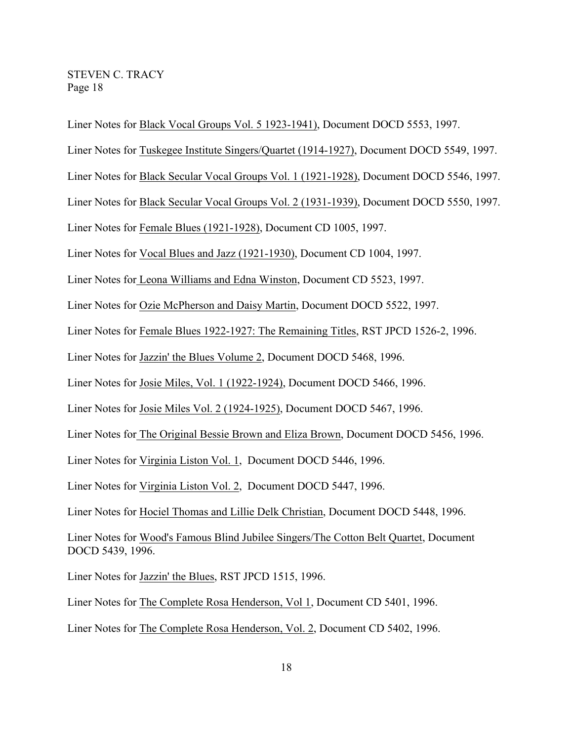Liner Notes for Black Vocal Groups Vol. 5 1923-1941), Document DOCD 5553, 1997.

Liner Notes for Tuskegee Institute Singers/Quartet (1914-1927), Document DOCD 5549, 1997.

Liner Notes for Black Secular Vocal Groups Vol. 1 (1921-1928), Document DOCD 5546, 1997.

Liner Notes for Black Secular Vocal Groups Vol. 2 (1931-1939), Document DOCD 5550, 1997.

Liner Notes for Female Blues (1921-1928), Document CD 1005, 1997.

Liner Notes for Vocal Blues and Jazz (1921-1930), Document CD 1004, 1997.

Liner Notes for Leona Williams and Edna Winston, Document CD 5523, 1997.

Liner Notes for Ozie McPherson and Daisy Martin, Document DOCD 5522, 1997.

Liner Notes for Female Blues 1922-1927: The Remaining Titles, RST JPCD 1526-2, 1996.

Liner Notes for Jazzin' the Blues Volume 2, Document DOCD 5468, 1996.

Liner Notes for Josie Miles, Vol. 1 (1922-1924), Document DOCD 5466, 1996.

Liner Notes for Josie Miles Vol. 2 (1924-1925), Document DOCD 5467, 1996.

Liner Notes for The Original Bessie Brown and Eliza Brown, Document DOCD 5456, 1996.

Liner Notes for Virginia Liston Vol. 1, Document DOCD 5446, 1996.

Liner Notes for Virginia Liston Vol. 2, Document DOCD 5447, 1996.

Liner Notes for Hociel Thomas and Lillie Delk Christian, Document DOCD 5448, 1996.

Liner Notes for Wood's Famous Blind Jubilee Singers/The Cotton Belt Quartet, Document DOCD 5439, 1996.

Liner Notes for Jazzin' the Blues, RST JPCD 1515, 1996.

Liner Notes for The Complete Rosa Henderson, Vol 1, Document CD 5401, 1996.

Liner Notes for The Complete Rosa Henderson, Vol. 2, Document CD 5402, 1996.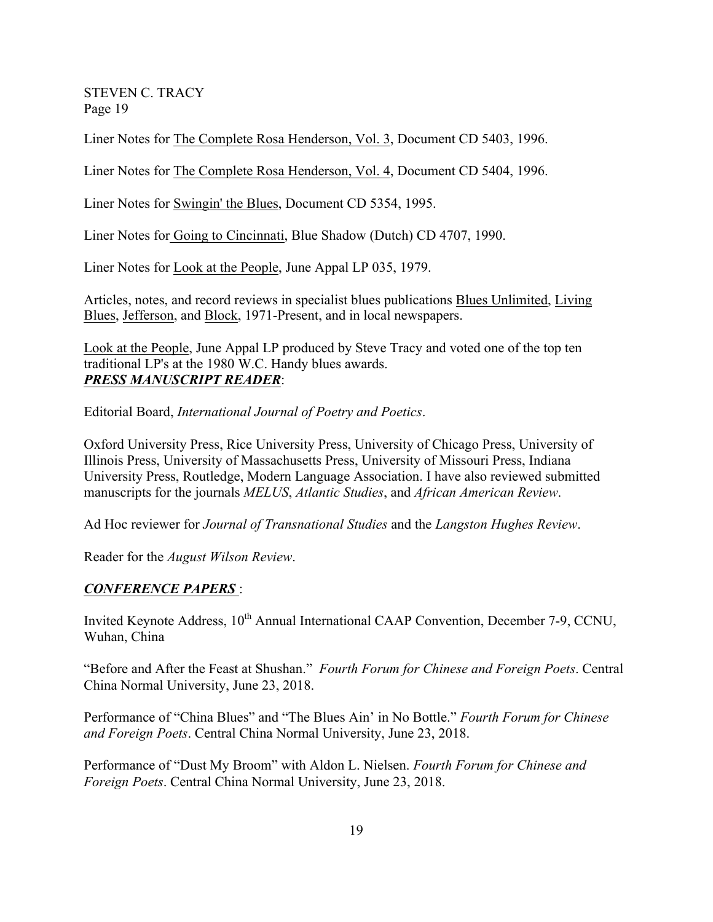Liner Notes for The Complete Rosa Henderson, Vol. 3, Document CD 5403, 1996.

Liner Notes for The Complete Rosa Henderson, Vol. 4, Document CD 5404, 1996.

Liner Notes for Swingin' the Blues, Document CD 5354, 1995.

Liner Notes for Going to Cincinnati, Blue Shadow (Dutch) CD 4707, 1990.

Liner Notes for Look at the People, June Appal LP 035, 1979.

Articles, notes, and record reviews in specialist blues publications Blues Unlimited, Living Blues, Jefferson, and Block, 1971-Present, and in local newspapers.

Look at the People, June Appal LP produced by Steve Tracy and voted one of the top ten traditional LP's at the 1980 W.C. Handy blues awards.

***PRESS MANUSCRIPT READER***:

Editorial Board, *International Journal of Poetry and Poetics*.

Oxford University Press, Rice University Press, University of Chicago Press, University of Illinois Press, University of Massachusetts Press, University of Missouri Press, Indiana University Press, Routledge, Modern Language Association. I have also reviewed submitted manuscripts for the journals *MELUS*, *Atlantic Studies*, and *African American Review*.

Ad Hoc reviewer for *Journal of Transnational Studies* and the *Langston Hughes Review*.

Reader for the *August Wilson Review*.

***CONFERENCE PAPERS*** :

Invited Keynote Address, 10th Annual International CAAP Convention, December 7-9, CCNU, Wuhan, China

"Before and After the Feast at Shushan." *Fourth Forum for Chinese and Foreign Poets*. Central China Normal University, June 23, 2018.

Performance of "China Blues" and "The Blues Ain' in No Bottle." *Fourth Forum for Chinese and Foreign Poets*. Central China Normal University, June 23, 2018.

Performance of "Dust My Broom" with Aldon L. Nielsen. *Fourth Forum for Chinese and Foreign Poets*. Central China Normal University, June 23, 2018.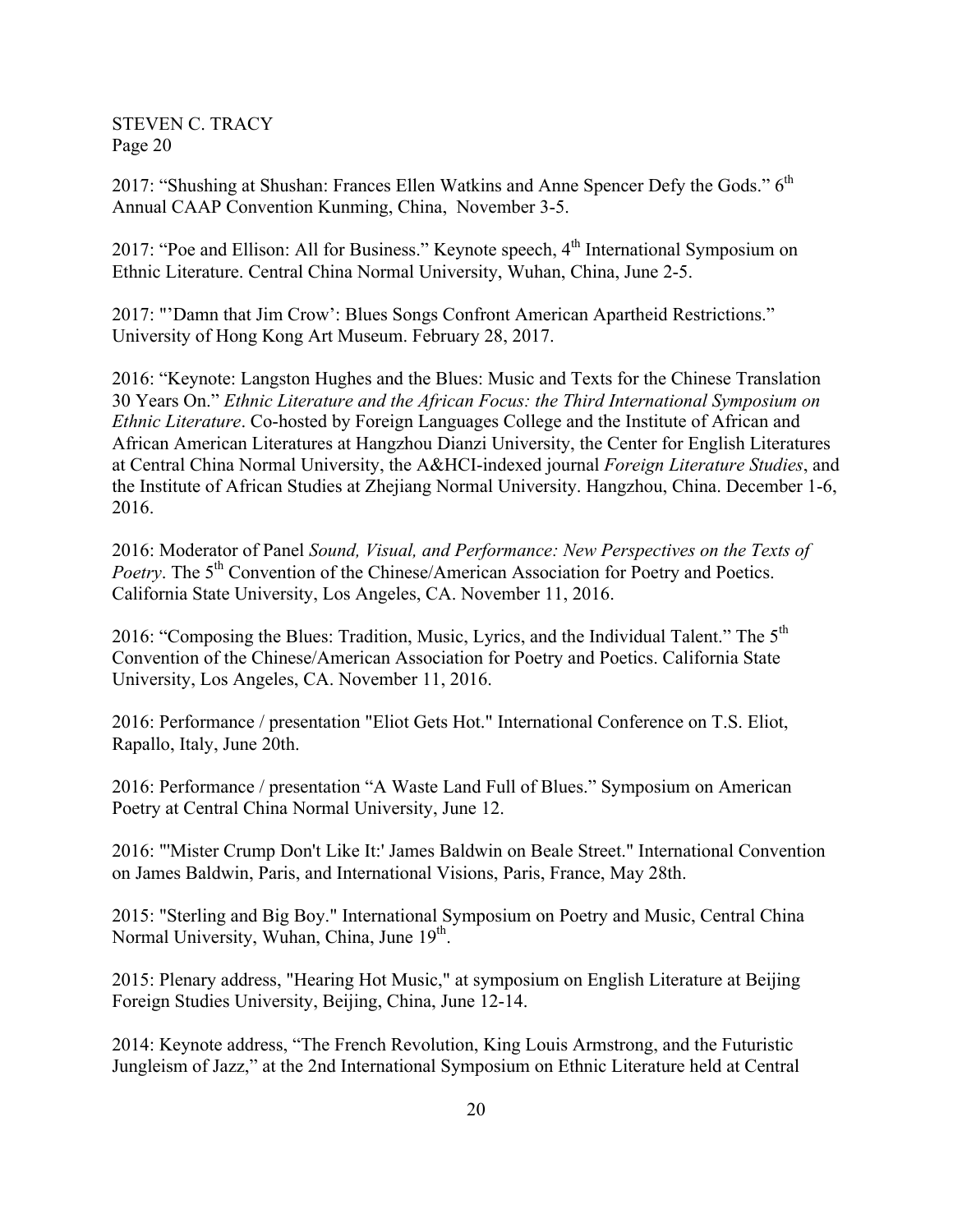2017: “Shushing at Shushan: Frances Ellen Watkins and Anne Spencer Defy the Gods.” 6th Annual CAAP Convention Kunming, China, November 3-5.

2017: “Poe and Ellison: All for Business.” Keynote speech, 4th International Symposium on Ethnic Literature. Central China Normal University, Wuhan, China, June 2-5.

2017: "’Damn that Jim Crow’: Blues Songs Confront American Apartheid Restrictions.” University of Hong Kong Art Museum. February 28, 2017.

2016: “Keynote: Langston Hughes and the Blues: Music and Texts for the Chinese Translation 30 Years On.” *Ethnic Literature and the African Focus: the Third International Symposium on Ethnic Literature*. Co-hosted by Foreign Languages College and the Institute of African and African American Literatures at Hangzhou Dianzi University, the Center for English Literatures at Central China Normal University, the A&HCI-indexed journal *Foreign Literature Studies*, and the Institute of African Studies at Zhejiang Normal University. Hangzhou, China. December 1-6, 2016.

2016: Moderator of Panel *Sound, Visual, and Performance: New Perspectives on the Texts of Poetry*. The 5th Convention of the Chinese/American Association for Poetry and Poetics. California State University, Los Angeles, CA. November 11, 2016.

2016: “Composing the Blues: Tradition, Music, Lyrics, and the Individual Talent.” The 5th Convention of the Chinese/American Association for Poetry and Poetics. California State University, Los Angeles, CA. November 11, 2016.

2016: Performance / presentation "Eliot Gets Hot." International Conference on T.S. Eliot, Rapallo, Italy, June 20th.

2016: Performance / presentation “A Waste Land Full of Blues.” Symposium on American Poetry at Central China Normal University, June 12.

2016: "'Mister Crump Don't Like It:' James Baldwin on Beale Street." International Convention on James Baldwin, Paris, and International Visions, Paris, France, May 28th.

2015: "Sterling and Big Boy." International Symposium on Poetry and Music, Central China Normal University, Wuhan, China, June 19th.

2015: Plenary address, "Hearing Hot Music," at symposium on English Literature at Beijing Foreign Studies University, Beijing, China, June 12-14.

2014: Keynote address, “The French Revolution, King Louis Armstrong, and the Futuristic Jungleism of Jazz,” at the 2nd International Symposium on Ethnic Literature held at Central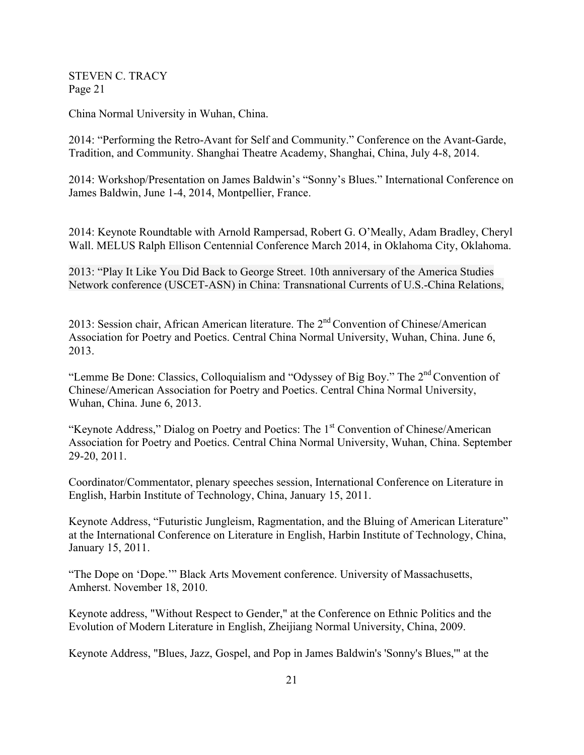China Normal University in Wuhan, China.

2014: "Performing the Retro-Avant for Self and Community." Conference on the Avant-Garde, Tradition, and Community. Shanghai Theatre Academy, Shanghai, China, July 4-8, 2014.

2014: Workshop/Presentation on James Baldwin's "Sonny's Blues." International Conference on James Baldwin, June 1-4, 2014, Montpellier, France.

2014: Keynote Roundtable with Arnold Rampersad, Robert G. O'Meally, Adam Bradley, Cheryl Wall. MELUS Ralph Ellison Centennial Conference March 2014, in Oklahoma City, Oklahoma.

2013: "Play It Like You Did Back to George Street. 10th anniversary of the America Studies Network conference (USCET-ASN) in China: Transnational Currents of U.S.-China Relations,

2013: Session chair, African American literature. The 2nd Convention of Chinese/American Association for Poetry and Poetics. Central China Normal University, Wuhan, China. June 6, 2013.

"Lemme Be Done: Classics, Colloquialism and "Odyssey of Big Boy." The 2nd Convention of Chinese/American Association for Poetry and Poetics. Central China Normal University, Wuhan, China. June 6, 2013.

"Keynote Address," Dialog on Poetry and Poetics: The 1st Convention of Chinese/American Association for Poetry and Poetics. Central China Normal University, Wuhan, China. September 29-20, 2011.

Coordinator/Commentator, plenary speeches session, International Conference on Literature in English, Harbin Institute of Technology, China, January 15, 2011.

Keynote Address, "Futuristic Jungleism, Ragmentation, and the Bluing of American Literature" at the International Conference on Literature in English, Harbin Institute of Technology, China, January 15, 2011.

"The Dope on 'Dope.'" Black Arts Movement conference. University of Massachusetts, Amherst. November 18, 2010.

Keynote address, "Without Respect to Gender," at the Conference on Ethnic Politics and the Evolution of Modern Literature in English, Zheijiang Normal University, China, 2009.

Keynote Address, "Blues, Jazz, Gospel, and Pop in James Baldwin's 'Sonny's Blues,'" at the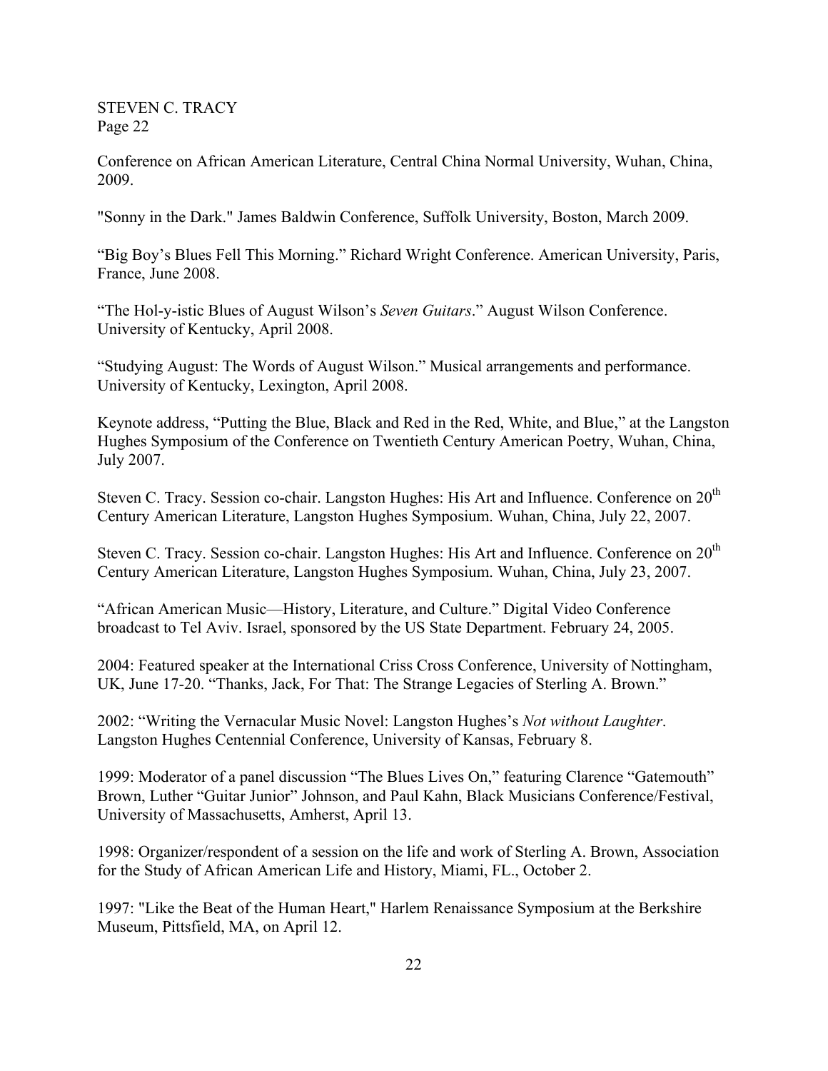Conference on African American Literature, Central China Normal University, Wuhan, China, 2009.

"Sonny in the Dark." James Baldwin Conference, Suffolk University, Boston, March 2009.

"Big Boy's Blues Fell This Morning." Richard Wright Conference. American University, Paris, France, June 2008.

"The Hol-y-istic Blues of August Wilson's *Seven Guitars*." August Wilson Conference. University of Kentucky, April 2008.

"Studying August: The Words of August Wilson." Musical arrangements and performance. University of Kentucky, Lexington, April 2008.

Keynote address, "Putting the Blue, Black and Red in the Red, White, and Blue," at the Langston Hughes Symposium of the Conference on Twentieth Century American Poetry, Wuhan, China, July 2007.

Steven C. Tracy. Session co-chair. Langston Hughes: His Art and Influence. Conference on 20th Century American Literature, Langston Hughes Symposium. Wuhan, China, July 22, 2007.

Steven C. Tracy. Session co-chair. Langston Hughes: His Art and Influence. Conference on 20th Century American Literature, Langston Hughes Symposium. Wuhan, China, July 23, 2007.

"African American Music—History, Literature, and Culture." Digital Video Conference broadcast to Tel Aviv. Israel, sponsored by the US State Department. February 24, 2005.

2004: Featured speaker at the International Criss Cross Conference, University of Nottingham, UK, June 17-20. "Thanks, Jack, For That: The Strange Legacies of Sterling A. Brown."

2002: "Writing the Vernacular Music Novel: Langston Hughes's *Not without Laughter*. Langston Hughes Centennial Conference, University of Kansas, February 8.

1999: Moderator of a panel discussion "The Blues Lives On," featuring Clarence "Gatemouth" Brown, Luther "Guitar Junior" Johnson, and Paul Kahn, Black Musicians Conference/Festival, University of Massachusetts, Amherst, April 13.

1998: Organizer/respondent of a session on the life and work of Sterling A. Brown, Association for the Study of African American Life and History, Miami, FL., October 2.

1997: "Like the Beat of the Human Heart," Harlem Renaissance Symposium at the Berkshire Museum, Pittsfield, MA, on April 12.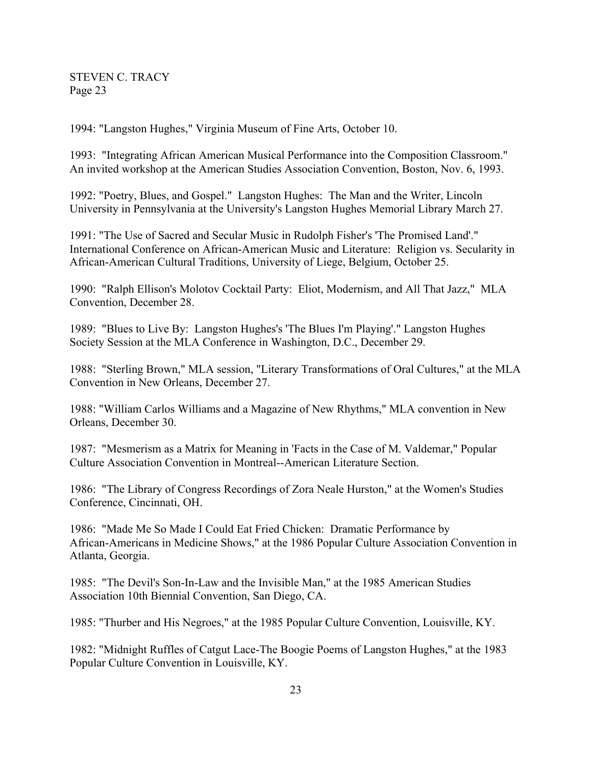1994: "Langston Hughes," Virginia Museum of Fine Arts, October 10.

1993: "Integrating African American Musical Performance into the Composition Classroom." An invited workshop at the American Studies Association Convention, Boston, Nov. 6, 1993.

1992: "Poetry, Blues, and Gospel." Langston Hughes: The Man and the Writer, Lincoln University in Pennsylvania at the University's Langston Hughes Memorial Library March 27.

1991: "The Use of Sacred and Secular Music in Rudolph Fisher's 'The Promised Land'." International Conference on African-American Music and Literature: Religion vs. Secularity in African-American Cultural Traditions, University of Liege, Belgium, October 25.

1990: "Ralph Ellison's Molotov Cocktail Party: Eliot, Modernism, and All That Jazz," MLA Convention, December 28.

1989: "Blues to Live By: Langston Hughes's 'The Blues I'm Playing'." Langston Hughes Society Session at the MLA Conference in Washington, D.C., December 29.

1988: "Sterling Brown," MLA session, "Literary Transformations of Oral Cultures," at the MLA Convention in New Orleans, December 27.

1988: "William Carlos Williams and a Magazine of New Rhythms," MLA convention in New Orleans, December 30.

1987: "Mesmerism as a Matrix for Meaning in 'Facts in the Case of M. Valdemar," Popular Culture Association Convention in Montreal--American Literature Section.

1986: "The Library of Congress Recordings of Zora Neale Hurston," at the Women's Studies Conference, Cincinnati, OH.

1986: "Made Me So Made I Could Eat Fried Chicken: Dramatic Performance by African-Americans in Medicine Shows," at the 1986 Popular Culture Association Convention in Atlanta, Georgia.

1985: "The Devil's Son-In-Law and the Invisible Man," at the 1985 American Studies Association 10th Biennial Convention, San Diego, CA.

1985: "Thurber and His Negroes," at the 1985 Popular Culture Convention, Louisville, KY.

1982: "Midnight Ruffles of Catgut Lace-The Boogie Poems of Langston Hughes," at the 1983 Popular Culture Convention in Louisville, KY.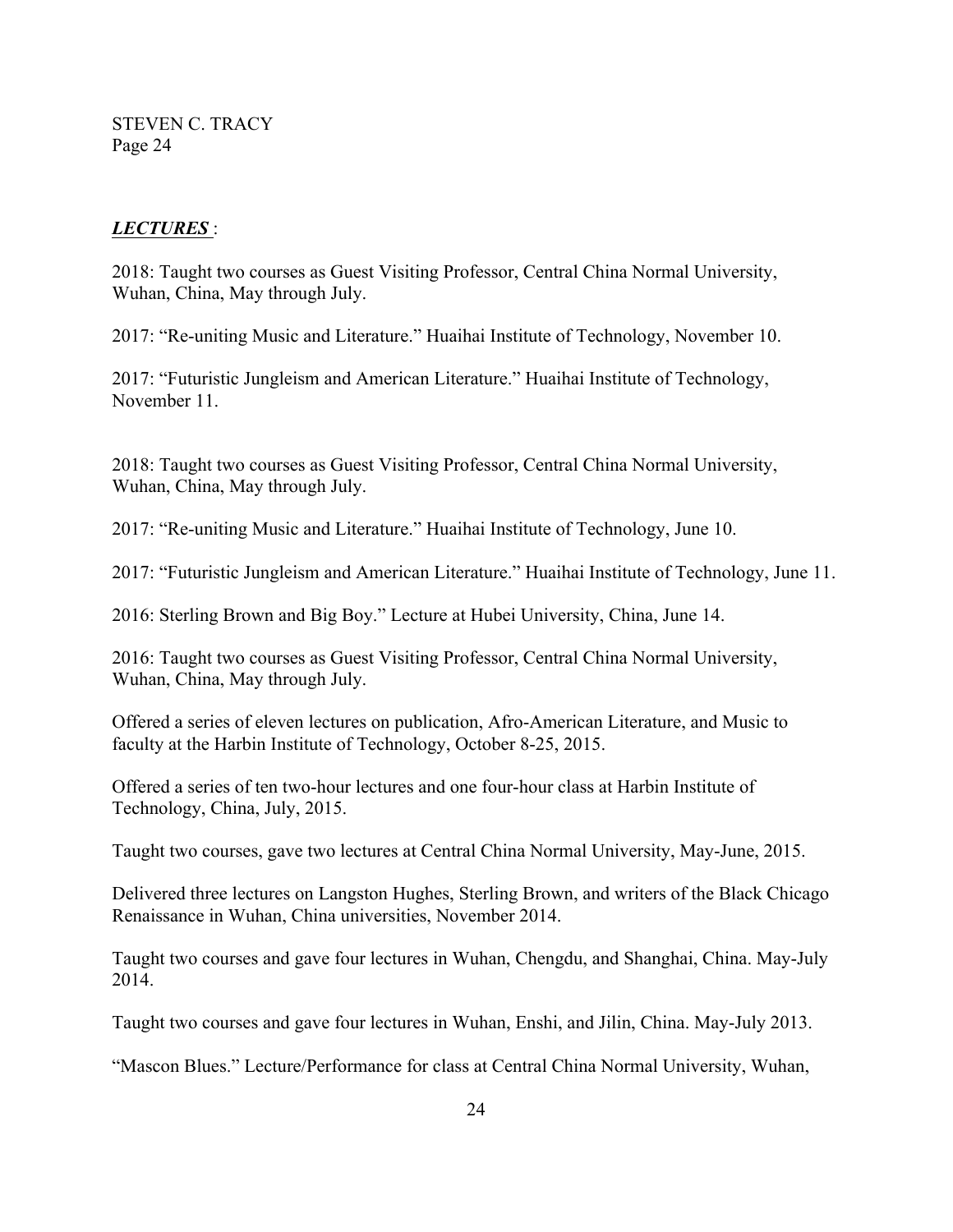***LECTURES*** :

2018: Taught two courses as Guest Visiting Professor, Central China Normal University, Wuhan, China, May through July.

2017: "Re-uniting Music and Literature." Huaihai Institute of Technology, November 10.

2017: "Futuristic Jungleism and American Literature." Huaihai Institute of Technology, November 11.

2018: Taught two courses as Guest Visiting Professor, Central China Normal University, Wuhan, China, May through July.

2017: "Re-uniting Music and Literature." Huaihai Institute of Technology, June 10.

2017: "Futuristic Jungleism and American Literature." Huaihai Institute of Technology, June 11.

2016: Sterling Brown and Big Boy." Lecture at Hubei University, China, June 14.

2016: Taught two courses as Guest Visiting Professor, Central China Normal University, Wuhan, China, May through July.

Offered a series of eleven lectures on publication, Afro-American Literature, and Music to faculty at the Harbin Institute of Technology, October 8-25, 2015.

Offered a series of ten two-hour lectures and one four-hour class at Harbin Institute of Technology, China, July, 2015.

Taught two courses, gave two lectures at Central China Normal University, May-June, 2015.

Delivered three lectures on Langston Hughes, Sterling Brown, and writers of the Black Chicago Renaissance in Wuhan, China universities, November 2014.

Taught two courses and gave four lectures in Wuhan, Chengdu, and Shanghai, China. May-July 2014.

Taught two courses and gave four lectures in Wuhan, Enshi, and Jilin, China. May-July 2013.

"Mascon Blues." Lecture/Performance for class at Central China Normal University, Wuhan,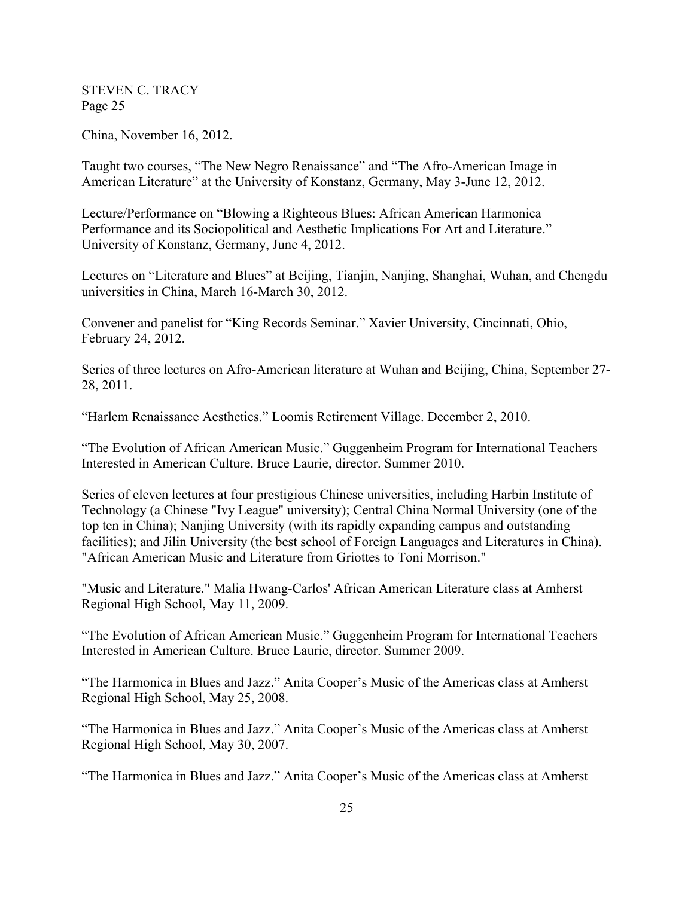China, November 16, 2012.

Taught two courses, “The New Negro Renaissance” and “The Afro-American Image in American Literature” at the University of Konstanz, Germany, May 3-June 12, 2012.

Lecture/Performance on “Blowing a Righteous Blues: African American Harmonica Performance and its Sociopolitical and Aesthetic Implications For Art and Literature.” University of Konstanz, Germany, June 4, 2012.

Lectures on “Literature and Blues” at Beijing, Tianjin, Nanjing, Shanghai, Wuhan, and Chengdu universities in China, March 16-March 30, 2012.

Convener and panelist for “King Records Seminar.” Xavier University, Cincinnati, Ohio, February 24, 2012.

Series of three lectures on Afro-American literature at Wuhan and Beijing, China, September 27-28, 2011.

“Harlem Renaissance Aesthetics.” Loomis Retirement Village. December 2, 2010.

“The Evolution of African American Music.” Guggenheim Program for International Teachers Interested in American Culture. Bruce Laurie, director. Summer 2010.

Series of eleven lectures at four prestigious Chinese universities, including Harbin Institute of Technology (a Chinese "Ivy League" university); Central China Normal University (one of the top ten in China); Nanjing University (with its rapidly expanding campus and outstanding facilities); and Jilin University (the best school of Foreign Languages and Literatures in China). "African American Music and Literature from Griottes to Toni Morrison."

"Music and Literature." Malia Hwang-Carlos' African American Literature class at Amherst Regional High School, May 11, 2009.

“The Evolution of African American Music.” Guggenheim Program for International Teachers Interested in American Culture. Bruce Laurie, director. Summer 2009.

“The Harmonica in Blues and Jazz.” Anita Cooper’s Music of the Americas class at Amherst Regional High School, May 25, 2008.

“The Harmonica in Blues and Jazz.” Anita Cooper’s Music of the Americas class at Amherst Regional High School, May 30, 2007.

“The Harmonica in Blues and Jazz.” Anita Cooper’s Music of the Americas class at Amherst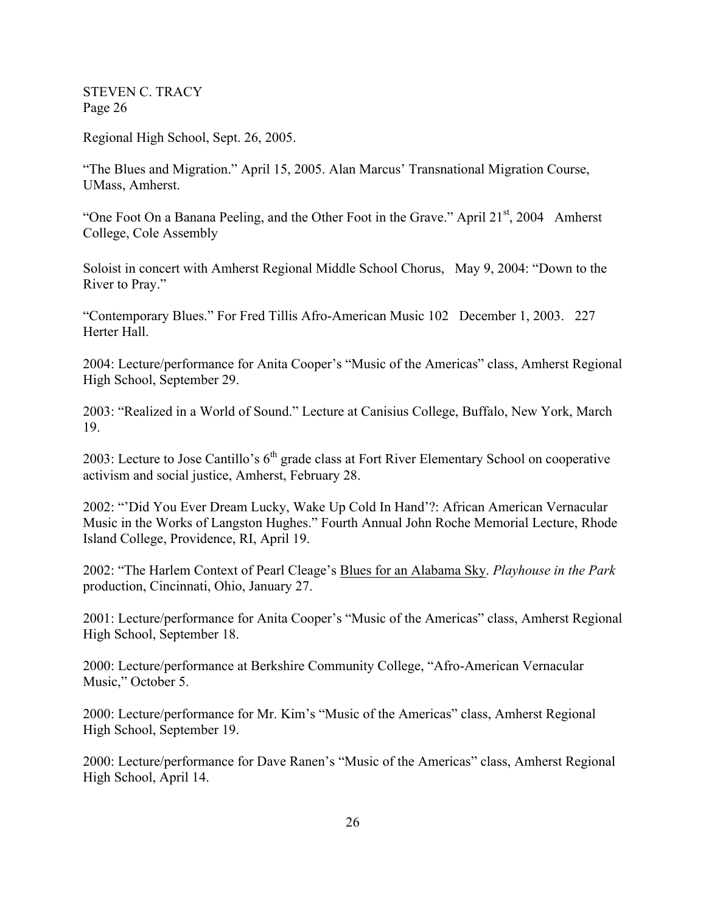Regional High School, Sept. 26, 2005.

"The Blues and Migration." April 15, 2005. Alan Marcus' Transnational Migration Course, UMass, Amherst.

"One Foot On a Banana Peeling, and the Other Foot in the Grave." April 21st, 2004 Amherst College, Cole Assembly

Soloist in concert with Amherst Regional Middle School Chorus, May 9, 2004: "Down to the River to Pray."

"Contemporary Blues." For Fred Tillis Afro-American Music 102 December 1, 2003. 227 Herter Hall.

2004: Lecture/performance for Anita Cooper's "Music of the Americas" class, Amherst Regional High School, September 29.

2003: "Realized in a World of Sound." Lecture at Canisius College, Buffalo, New York, March 19.

2003: Lecture to Jose Cantillo's 6th grade class at Fort River Elementary School on cooperative activism and social justice, Amherst, February 28.

2002: "'Did You Ever Dream Lucky, Wake Up Cold In Hand'?: African American Vernacular Music in the Works of Langston Hughes." Fourth Annual John Roche Memorial Lecture, Rhode Island College, Providence, RI, April 19.

2002: "The Harlem Context of Pearl Cleage's <u>Blues for an Alabama Sky</u>. *Playhouse in the Park* production, Cincinnati, Ohio, January 27.

2001: Lecture/performance for Anita Cooper's "Music of the Americas" class, Amherst Regional High School, September 18.

2000: Lecture/performance at Berkshire Community College, "Afro-American Vernacular Music," October 5.

2000: Lecture/performance for Mr. Kim's "Music of the Americas" class, Amherst Regional High School, September 19.

2000: Lecture/performance for Dave Ranen's "Music of the Americas" class, Amherst Regional High School, April 14.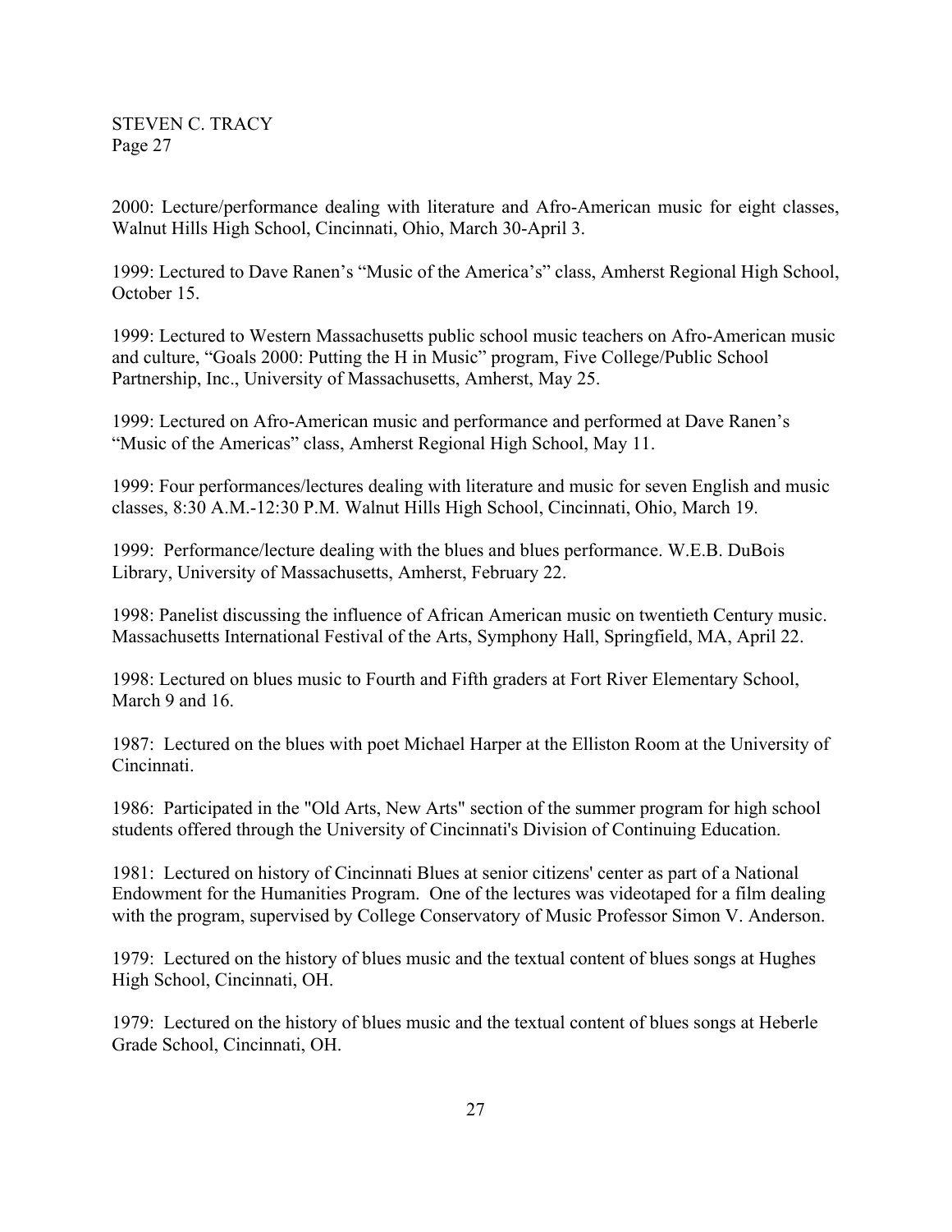2000: Lecture/performance dealing with literature and Afro-American music for eight classes, Walnut Hills High School, Cincinnati, Ohio, March 30-April 3.

1999: Lectured to Dave Ranen's "Music of the America's" class, Amherst Regional High School, October 15.

1999: Lectured to Western Massachusetts public school music teachers on Afro-American music and culture, "Goals 2000: Putting the H in Music" program, Five College/Public School Partnership, Inc., University of Massachusetts, Amherst, May 25.

1999: Lectured on Afro-American music and performance and performed at Dave Ranen's "Music of the Americas" class, Amherst Regional High School, May 11.

1999: Four performances/lectures dealing with literature and music for seven English and music classes, 8:30 A.M.-12:30 P.M. Walnut Hills High School, Cincinnati, Ohio, March 19.

1999: Performance/lecture dealing with the blues and blues performance. W.E.B. DuBois Library, University of Massachusetts, Amherst, February 22.

1998: Panelist discussing the influence of African American music on twentieth Century music. Massachusetts International Festival of the Arts, Symphony Hall, Springfield, MA, April 22.

1998: Lectured on blues music to Fourth and Fifth graders at Fort River Elementary School, March 9 and 16.

1987: Lectured on the blues with poet Michael Harper at the Elliston Room at the University of Cincinnati.

1986: Participated in the "Old Arts, New Arts" section of the summer program for high school students offered through the University of Cincinnati's Division of Continuing Education.

1981: Lectured on history of Cincinnati Blues at senior citizens' center as part of a National Endowment for the Humanities Program. One of the lectures was videotaped for a film dealing with the program, supervised by College Conservatory of Music Professor Simon V. Anderson.

1979: Lectured on the history of blues music and the textual content of blues songs at Hughes High School, Cincinnati, OH.

1979: Lectured on the history of blues music and the textual content of blues songs at Heberle Grade School, Cincinnati, OH.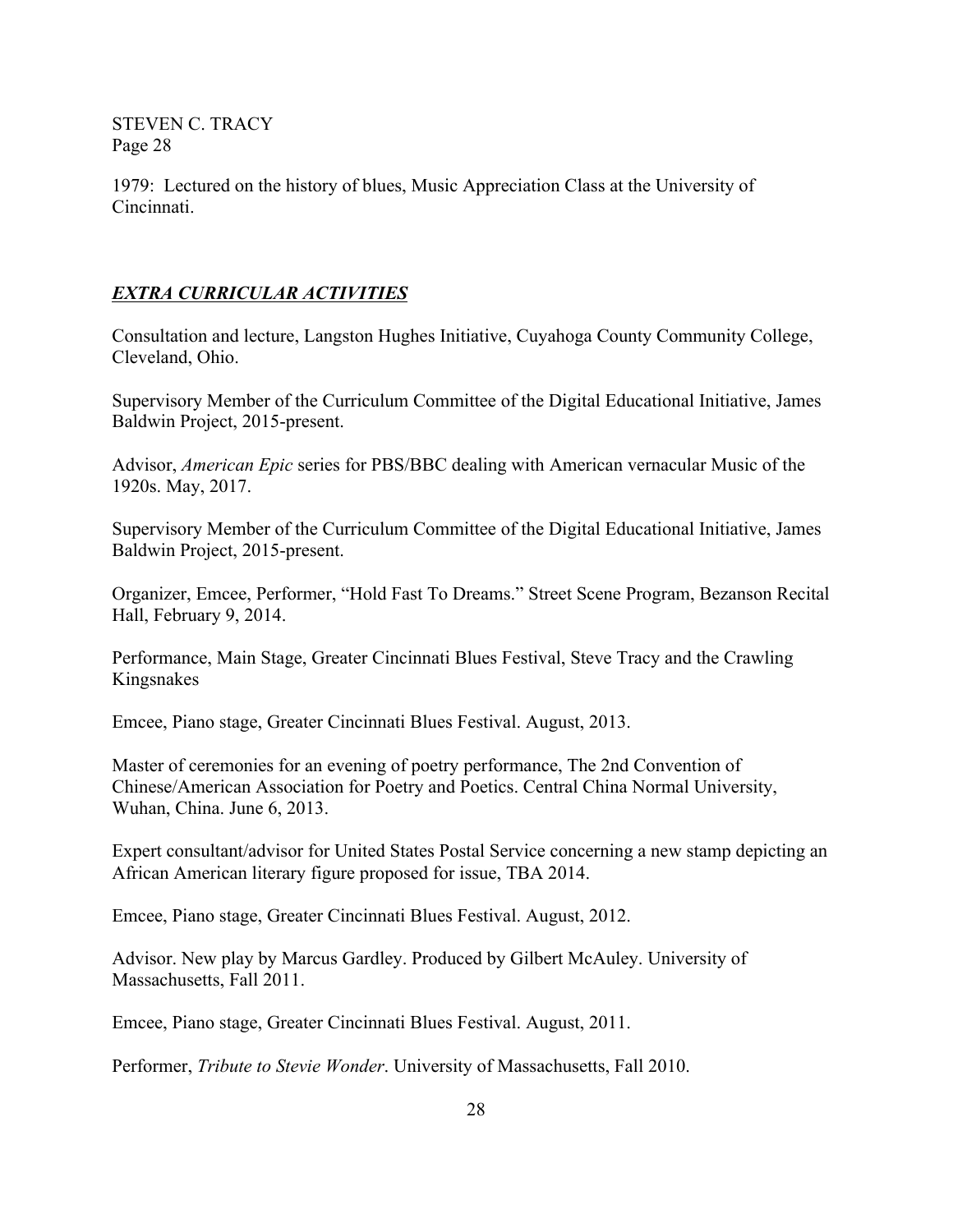1979: Lectured on the history of blues, Music Appreciation Class at the University of Cincinnati.

## ***EXTRA CURRICULAR ACTIVITIES***

Consultation and lecture, Langston Hughes Initiative, Cuyahoga County Community College, Cleveland, Ohio.

Supervisory Member of the Curriculum Committee of the Digital Educational Initiative, James Baldwin Project, 2015-present.

Advisor, *American Epic* series for PBS/BBC dealing with American vernacular Music of the 1920s. May, 2017.

Supervisory Member of the Curriculum Committee of the Digital Educational Initiative, James Baldwin Project, 2015-present.

Organizer, Emcee, Performer, "Hold Fast To Dreams." Street Scene Program, Bezanson Recital Hall, February 9, 2014.

Performance, Main Stage, Greater Cincinnati Blues Festival, Steve Tracy and the Crawling Kingsnakes

Emcee, Piano stage, Greater Cincinnati Blues Festival. August, 2013.

Master of ceremonies for an evening of poetry performance, The 2nd Convention of Chinese/American Association for Poetry and Poetics. Central China Normal University, Wuhan, China. June 6, 2013.

Expert consultant/advisor for United States Postal Service concerning a new stamp depicting an African American literary figure proposed for issue, TBA 2014.

Emcee, Piano stage, Greater Cincinnati Blues Festival. August, 2012.

Advisor. New play by Marcus Gardley. Produced by Gilbert McAuley. University of Massachusetts, Fall 2011.

Emcee, Piano stage, Greater Cincinnati Blues Festival. August, 2011.

Performer, *Tribute to Stevie Wonder*. University of Massachusetts, Fall 2010.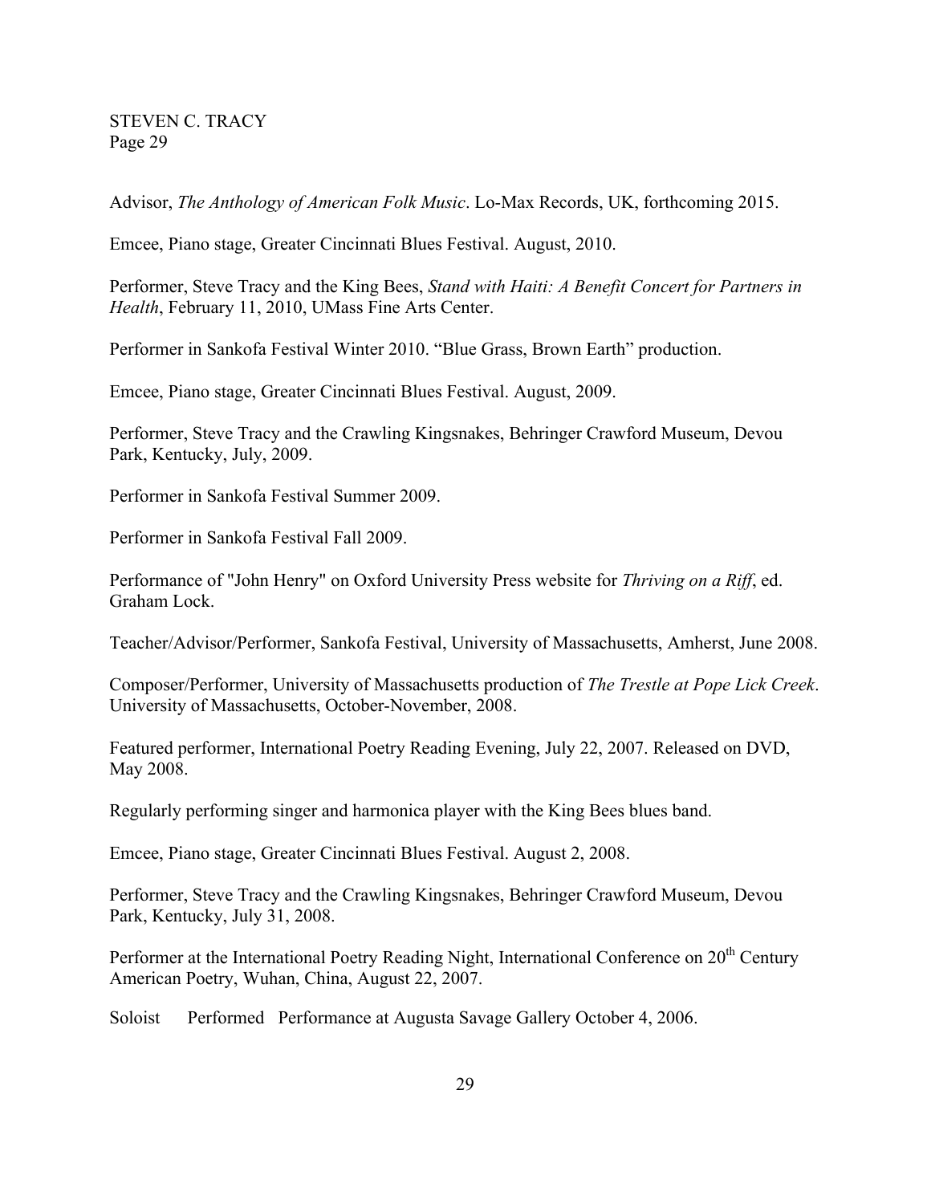Advisor, *The Anthology of American Folk Music*. Lo-Max Records, UK, forthcoming 2015.

Emcee, Piano stage, Greater Cincinnati Blues Festival. August, 2010.

Performer, Steve Tracy and the King Bees, *Stand with Haiti: A Benefit Concert for Partners in Health*, February 11, 2010, UMass Fine Arts Center.

Performer in Sankofa Festival Winter 2010. "Blue Grass, Brown Earth" production.

Emcee, Piano stage, Greater Cincinnati Blues Festival. August, 2009.

Performer, Steve Tracy and the Crawling Kingsnakes, Behringer Crawford Museum, Devou Park, Kentucky, July, 2009.

Performer in Sankofa Festival Summer 2009.

Performer in Sankofa Festival Fall 2009.

Performance of "John Henry" on Oxford University Press website for *Thriving on a Riff*, ed. Graham Lock.

Teacher/Advisor/Performer, Sankofa Festival, University of Massachusetts, Amherst, June 2008.

Composer/Performer, University of Massachusetts production of *The Trestle at Pope Lick Creek*. University of Massachusetts, October-November, 2008.

Featured performer, International Poetry Reading Evening, July 22, 2007. Released on DVD, May 2008.

Regularly performing singer and harmonica player with the King Bees blues band.

Emcee, Piano stage, Greater Cincinnati Blues Festival. August 2, 2008.

Performer, Steve Tracy and the Crawling Kingsnakes, Behringer Crawford Museum, Devou Park, Kentucky, July 31, 2008.

Performer at the International Poetry Reading Night, International Conference on 20th Century American Poetry, Wuhan, China, August 22, 2007.

Soloist Performed Performance at Augusta Savage Gallery October 4, 2006.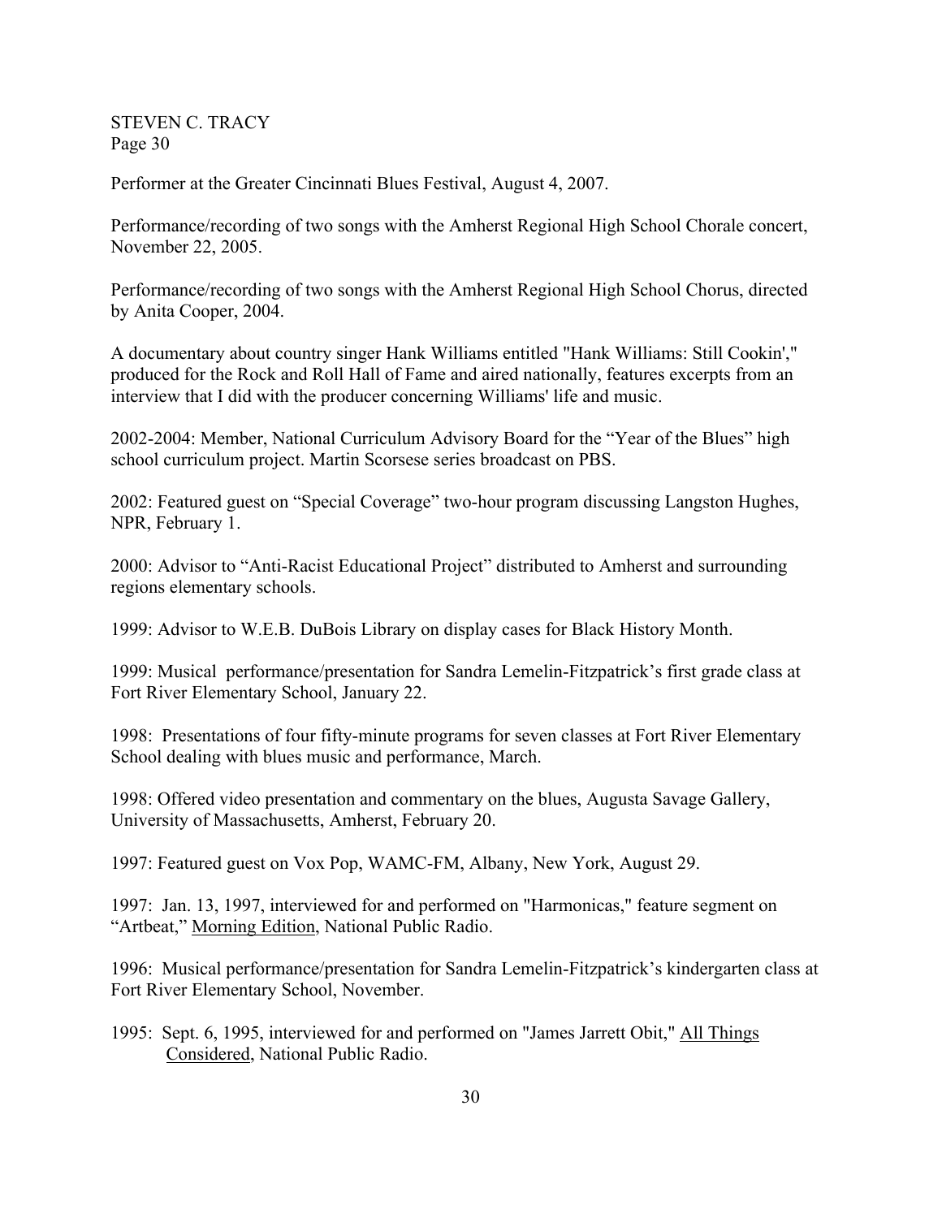Performer at the Greater Cincinnati Blues Festival, August 4, 2007.

Performance/recording of two songs with the Amherst Regional High School Chorale concert, November 22, 2005.

Performance/recording of two songs with the Amherst Regional High School Chorus, directed by Anita Cooper, 2004.

A documentary about country singer Hank Williams entitled "Hank Williams: Still Cookin'," produced for the Rock and Roll Hall of Fame and aired nationally, features excerpts from an interview that I did with the producer concerning Williams' life and music.

2002-2004: Member, National Curriculum Advisory Board for the "Year of the Blues" high school curriculum project. Martin Scorsese series broadcast on PBS.

2002: Featured guest on "Special Coverage" two-hour program discussing Langston Hughes, NPR, February 1.

2000: Advisor to "Anti-Racist Educational Project" distributed to Amherst and surrounding regions elementary schools.

1999: Advisor to W.E.B. DuBois Library on display cases for Black History Month.

1999: Musical performance/presentation for Sandra Lemelin-Fitzpatrick's first grade class at Fort River Elementary School, January 22.

1998: Presentations of four fifty-minute programs for seven classes at Fort River Elementary School dealing with blues music and performance, March.

1998: Offered video presentation and commentary on the blues, Augusta Savage Gallery, University of Massachusetts, Amherst, February 20.

1997: Featured guest on Vox Pop, WAMC-FM, Albany, New York, August 29.

1997: Jan. 13, 1997, interviewed for and performed on "Harmonicas," feature segment on "Artbeat," Morning Edition, National Public Radio.

1996: Musical performance/presentation for Sandra Lemelin-Fitzpatrick's kindergarten class at Fort River Elementary School, November.

1995: Sept. 6, 1995, interviewed for and performed on "James Jarrett Obit," All Things Considered, National Public Radio.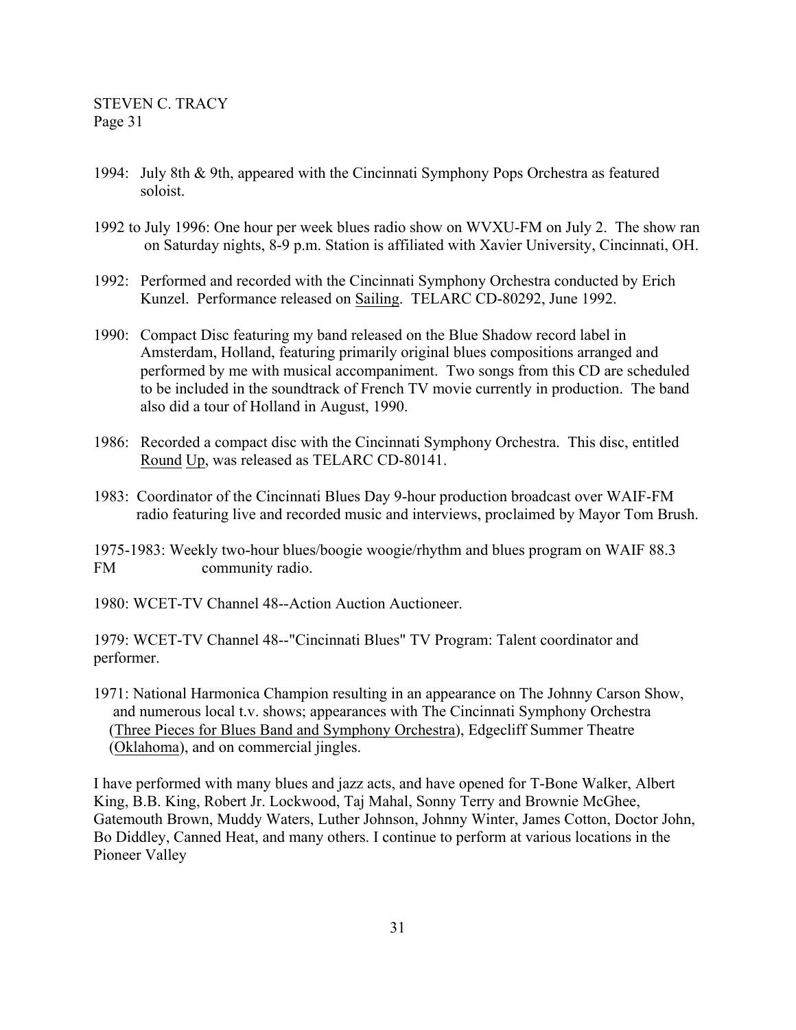1994: July 8th & 9th, appeared with the Cincinnati Symphony Pops Orchestra as featured soloist.

1992 to July 1996: One hour per week blues radio show on WVXU-FM on July 2. The show ran on Saturday nights, 8-9 p.m. Station is affiliated with Xavier University, Cincinnati, OH.

1992: Performed and recorded with the Cincinnati Symphony Orchestra conducted by Erich Kunzel. Performance released on Sailing. TELARC CD-80292, June 1992.

1990: Compact Disc featuring my band released on the Blue Shadow record label in Amsterdam, Holland, featuring primarily original blues compositions arranged and performed by me with musical accompaniment. Two songs from this CD are scheduled to be included in the soundtrack of French TV movie currently in production. The band also did a tour of Holland in August, 1990.

1986: Recorded a compact disc with the Cincinnati Symphony Orchestra. This disc, entitled Round Up, was released as TELARC CD-80141.

1983: Coordinator of the Cincinnati Blues Day 9-hour production broadcast over WAIF-FM radio featuring live and recorded music and interviews, proclaimed by Mayor Tom Brush.

1975-1983: Weekly two-hour blues/boogie woogie/rhythm and blues program on WAIF 88.3 FM community radio.

1980: WCET-TV Channel 48--Action Auction Auctioneer.

1979: WCET-TV Channel 48--"Cincinnati Blues" TV Program: Talent coordinator and performer.

1971: National Harmonica Champion resulting in an appearance on The Johnny Carson Show, and numerous local t.v. shows; appearances with The Cincinnati Symphony Orchestra (Three Pieces for Blues Band and Symphony Orchestra), Edgecliff Summer Theatre (Oklahoma), and on commercial jingles.

I have performed with many blues and jazz acts, and have opened for T-Bone Walker, Albert King, B.B. King, Robert Jr. Lockwood, Taj Mahal, Sonny Terry and Brownie McGhee, Gatemouth Brown, Muddy Waters, Luther Johnson, Johnny Winter, James Cotton, Doctor John, Bo Diddley, Canned Heat, and many others. I continue to perform at various locations in the Pioneer Valley